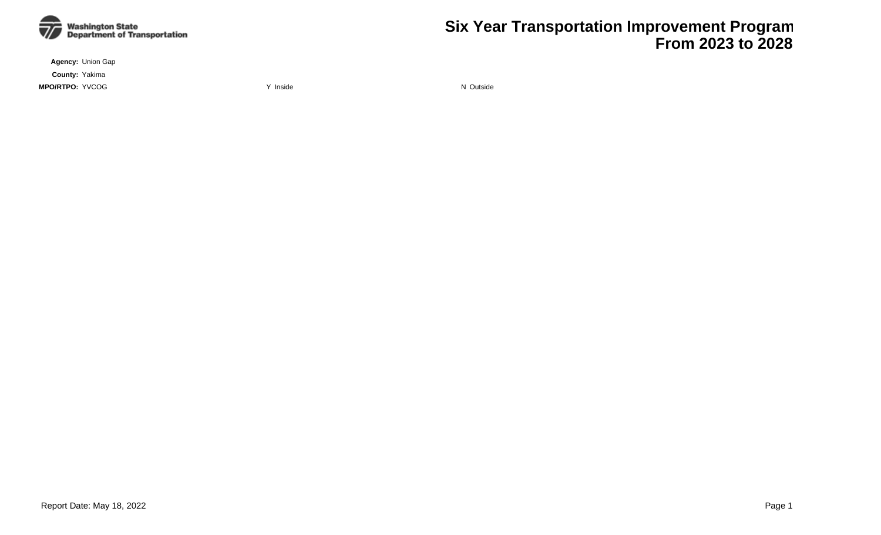Washington State Department of Transportation

# Six Year Transportation Improvement Program
## From 2023 to 2028

**Agency:** Union Gap

**County:** Yakima

**MPO/RTPO:** YVCOG    Y Inside    N Outside

Report Date: May 18, 2022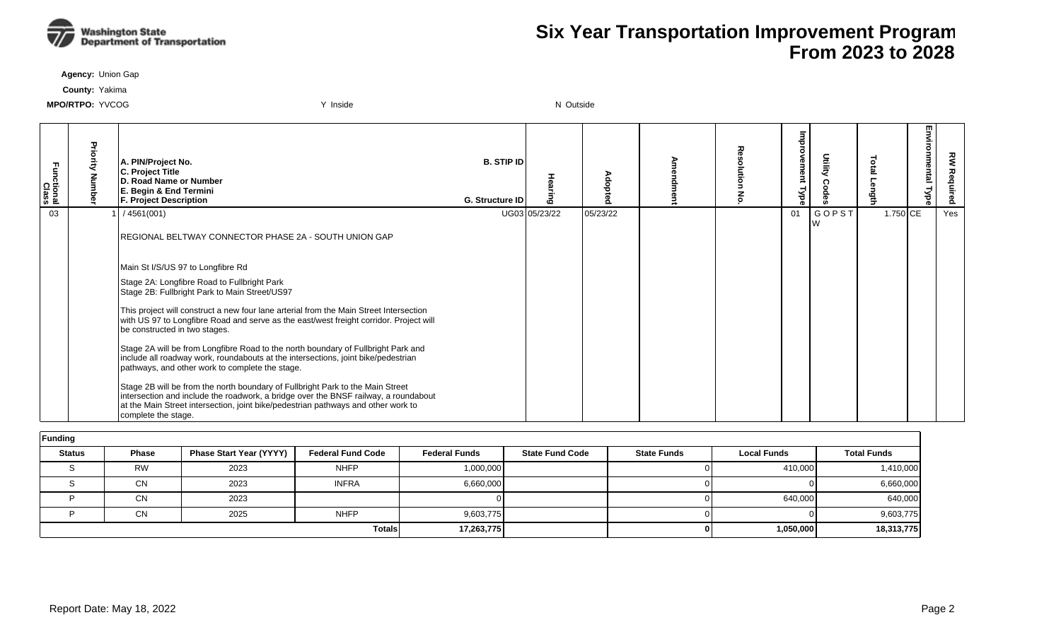# Six Year Transportation Improvement Program
# From 2023 to 2028

**Agency:** Union Gap

**County:** Yakima

**MPO/RTPO:** YVCOG    Y Inside    N Outside

| Functional Class | Priority Number | A. PIN/Project No. / C. Project Title / D. Road Name or Number / E. Begin & End Termini / F. Project Description | B. STIP ID / G. Structure ID | Hearing | Adopted | Amendment | Resolution No. | Improvement Type | Utility Codes | Total Length | Environmental Type | RW Required |
|---|---|---|---|---|---|---|---|---|---|---|---|---|
| 03 | 1 | / 4561(001)<br><br>REGIONAL BELTWAY CONNECTOR PHASE 2A - SOUTH UNION GAP<br><br>Main St I/S/US 97 to Longfibre Rd<br><br>Stage 2A: Longfibre Road to Fullbright Park<br>Stage 2B: Fullbright Park to Main Street/US97<br><br>This project will construct a new four lane arterial from the Main Street Intersection with US 97 to Longfibre Road and serve as the east/west freight corridor. Project will be constructed in two stages.<br><br>Stage 2A will be from Longfibre Road to the north boundary of Fullbright Park and include all roadway work, roundabouts at the intersections, joint bike/pedestrian pathways, and other work to complete the stage.<br><br>Stage 2B will be from the north boundary of Fullbright Park to the Main Street intersection and include the roadwork, a bridge over the BNSF railway, a roundabout at the Main Street intersection, joint bike/pedestrian pathways and other work to complete the stage. | UG03 | 05/23/22 | 05/23/22 | | | 01 | G O P S T W | 1.750 | CE | Yes |

**Funding**

| Status | Phase | Phase Start Year (YYYY) | Federal Fund Code | Federal Funds | State Fund Code | State Funds | Local Funds | Total Funds |
|---|---|---|---|---|---|---|---|---|
| S | RW | 2023 | NHFP | 1,000,000 | | 0 | 410,000 | 1,410,000 |
| S | CN | 2023 | INFRA | 6,660,000 | | 0 | 0 | 6,660,000 |
| P | CN | 2023 | | 0 | | 0 | 640,000 | 640,000 |
| P | CN | 2025 | NHFP | 9,603,775 | | 0 | 0 | 9,603,775 |
| | | | **Totals** | **17,263,775** | | **0** | **1,050,000** | **18,313,775** |

Report Date: May 18, 2022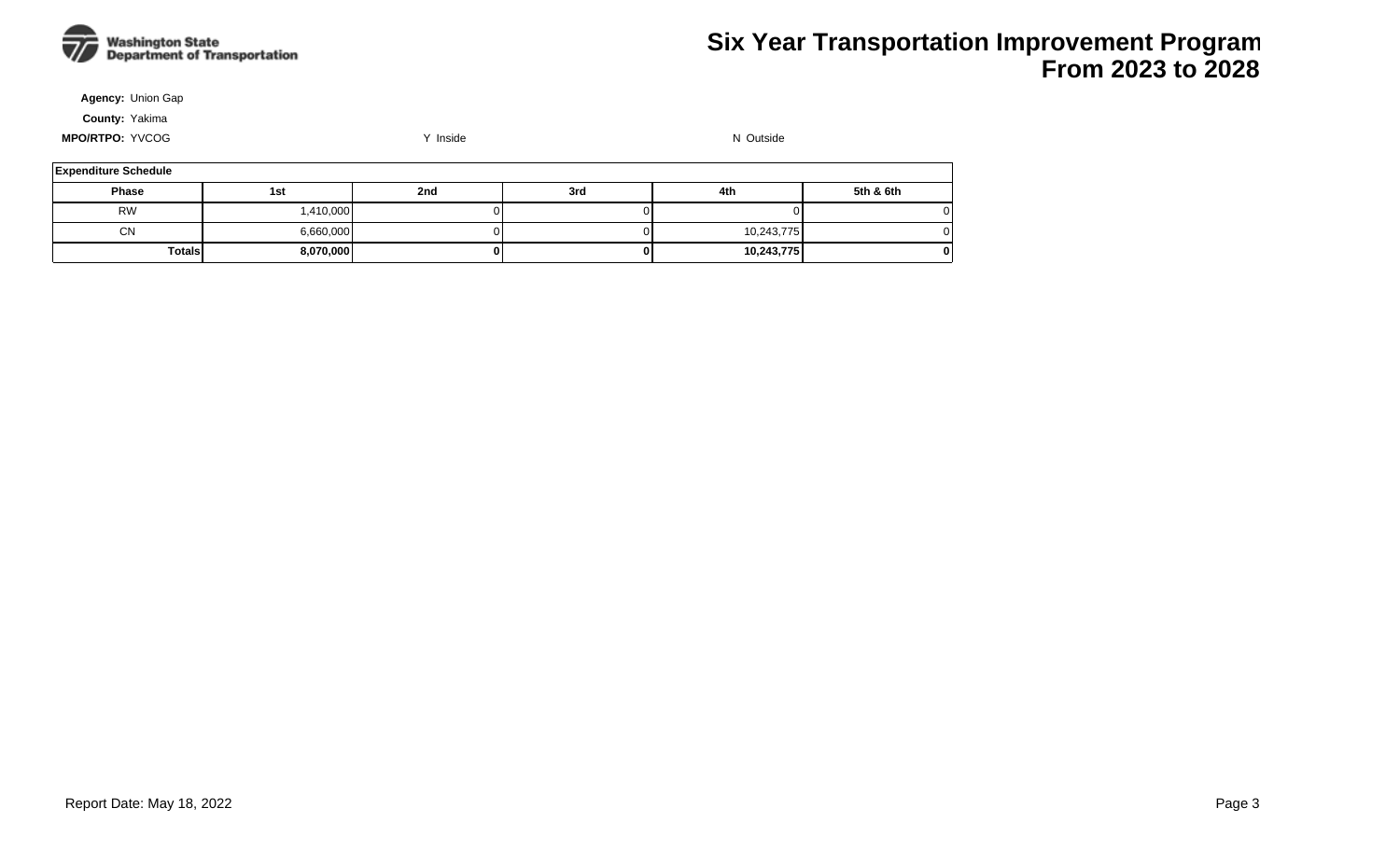# Six Year Transportation Improvement Program
## From 2023 to 2028

**Agency:** Union Gap

**County:** Yakima

**MPO/RTPO:** YVCOG          Y Inside          N Outside

| Expenditure Schedule | | | | | |
|---|---|---|---|---|---|
| **Phase** | **1st** | **2nd** | **3rd** | **4th** | **5th & 6th** |
| RW | 1,410,000 | 0 | 0 | 0 | 0 |
| CN | 6,660,000 | 0 | 0 | 10,243,775 | 0 |
| **Totals** | **8,070,000** | **0** | **0** | **10,243,775** | **0** |

Report Date: May 18, 2022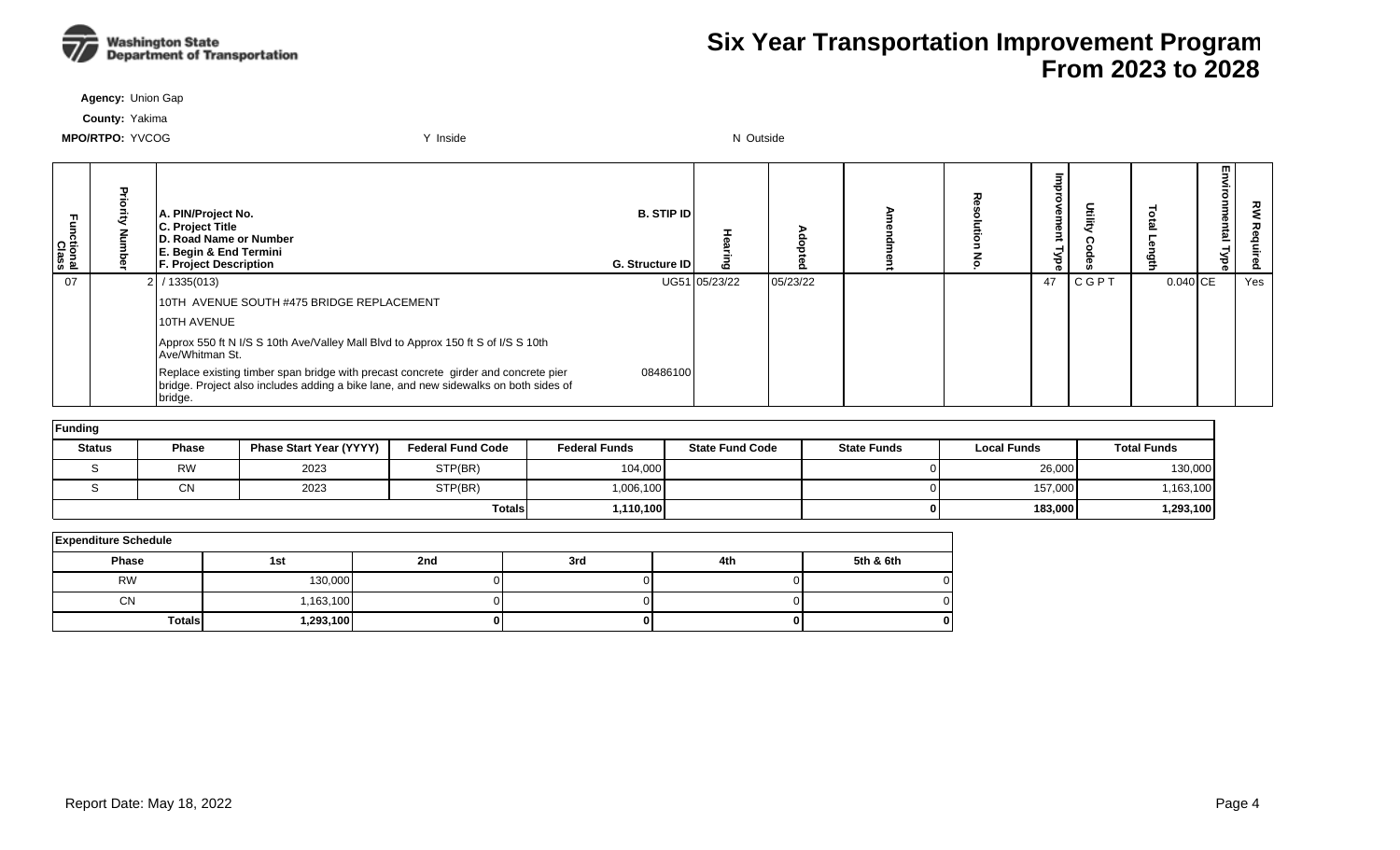# Six Year Transportation Improvement Program From 2023 to 2028

**Agency:** Union Gap

**County:** Yakima

**MPO/RTPO:** YVCOG Y Inside N Outside

| Functional Class | Priority Number | A. PIN/Project No. C. Project Title D. Road Name or Number E. Begin & End Termini F. Project Description | B. STIP ID G. Structure ID | Hearing | Adopted | Amendment | Resolution No. | Improvement Type | Utility Codes | Total Length | Environmental Type | RW Required |
|---|---|---|---|---|---|---|---|---|---|---|---|---|
| 07 | 2 | / 1335(013) | UG51 | 05/23/22 | 05/23/22 | | | 47 | C G P T | 0.040 | CE | Yes |
| | | 10TH AVENUE SOUTH #475 BRIDGE REPLACEMENT | | | | | | | | | | |
| | | 10TH AVENUE | | | | | | | | | | |
| | | Approx 550 ft N I/S S 10th Ave/Valley Mall Blvd to Approx 150 ft S of I/S S 10th Ave/Whitman St. | | | | | | | | | | |
| | | Replace existing timber span bridge with precast concrete girder and concrete pier bridge. Project also includes adding a bike lane, and new sidewalks on both sides of bridge. | 08486100 | | | | | | | | | |

**Funding**

| Status | Phase | Phase Start Year (YYYY) | Federal Fund Code | Federal Funds | State Fund Code | State Funds | Local Funds | Total Funds |
|---|---|---|---|---|---|---|---|---|
| S | RW | 2023 | STP(BR) | 104,000 | | 0 | 26,000 | 130,000 |
| S | CN | 2023 | STP(BR) | 1,006,100 | | 0 | 157,000 | 1,163,100 |
| | | | **Totals** | **1,110,100** | | **0** | **183,000** | **1,293,100** |

**Expenditure Schedule**

| Phase | 1st | 2nd | 3rd | 4th | 5th & 6th |
|---|---|---|---|---|---|
| RW | 130,000 | 0 | 0 | 0 | 0 |
| CN | 1,163,100 | 0 | 0 | 0 | 0 |
| **Totals** | **1,293,100** | **0** | **0** | **0** | **0** |

Report Date: May 18, 2022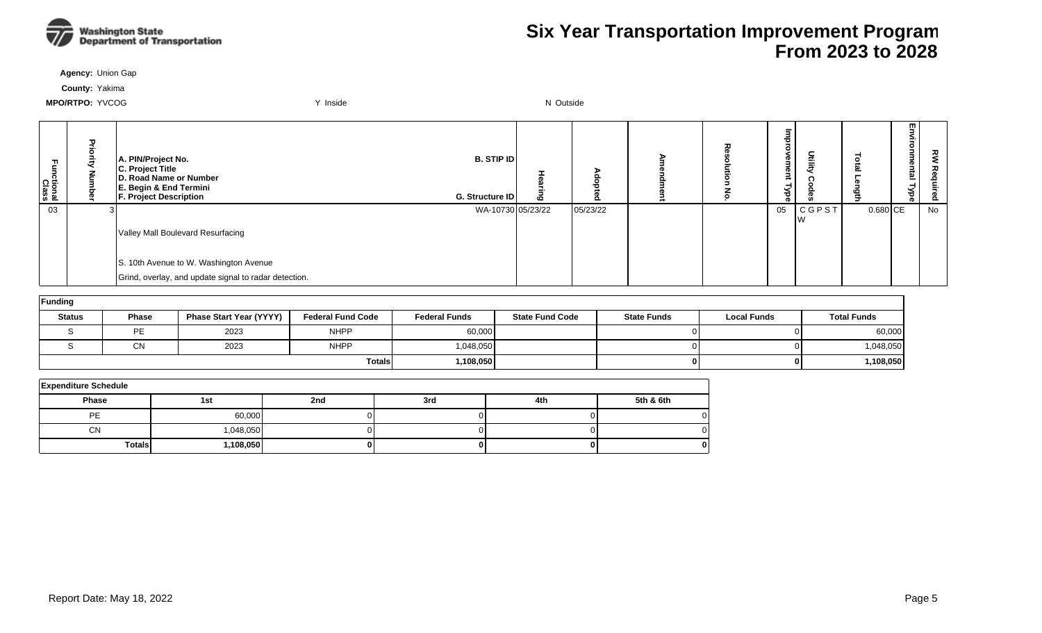# Six Year Transportation Improvement Program From 2023 to 2028

**Agency:** Union Gap

**County:** Yakima

**MPO/RTPO:** YVCOG    Y Inside    N Outside

| Functional Class | Priority Number | A. PIN/Project No. C. Project Title D. Road Name or Number E. Begin & End Termini F. Project Description | B. STIP ID G. Structure ID | Hearing | Adopted | Amendment | Resolution No. | Improvement Type | Utility Codes | Total Length | Environmental Type | RW Required |
|---|---|---|---|---|---|---|---|---|---|---|---|---|
| 03 | 3 | Valley Mall Boulevard Resurfacing<br>S. 10th Avenue to W. Washington Avenue<br>Grind, overlay, and update signal to radar detection. | WA-10730 | 05/23/22 | 05/23/22 | | | 05 | C G P S T W | 0.680 | CE | No |

**Funding**

| Status | Phase | Phase Start Year (YYYY) | Federal Fund Code | Federal Funds | State Fund Code | State Funds | Local Funds | Total Funds |
|---|---|---|---|---|---|---|---|---|
| S | PE | 2023 | NHPP | 60,000 | | 0 | 0 | 60,000 |
| S | CN | 2023 | NHPP | 1,048,050 | | 0 | 0 | 1,048,050 |
| | | | **Totals** | **1,108,050** | | **0** | **0** | **1,108,050** |

**Expenditure Schedule**

| Phase | 1st | 2nd | 3rd | 4th | 5th & 6th |
|---|---|---|---|---|---|
| PE | 60,000 | 0 | 0 | 0 | 0 |
| CN | 1,048,050 | 0 | 0 | 0 | 0 |
| **Totals** | **1,108,050** | **0** | **0** | **0** | **0** |

Report Date: May 18, 2022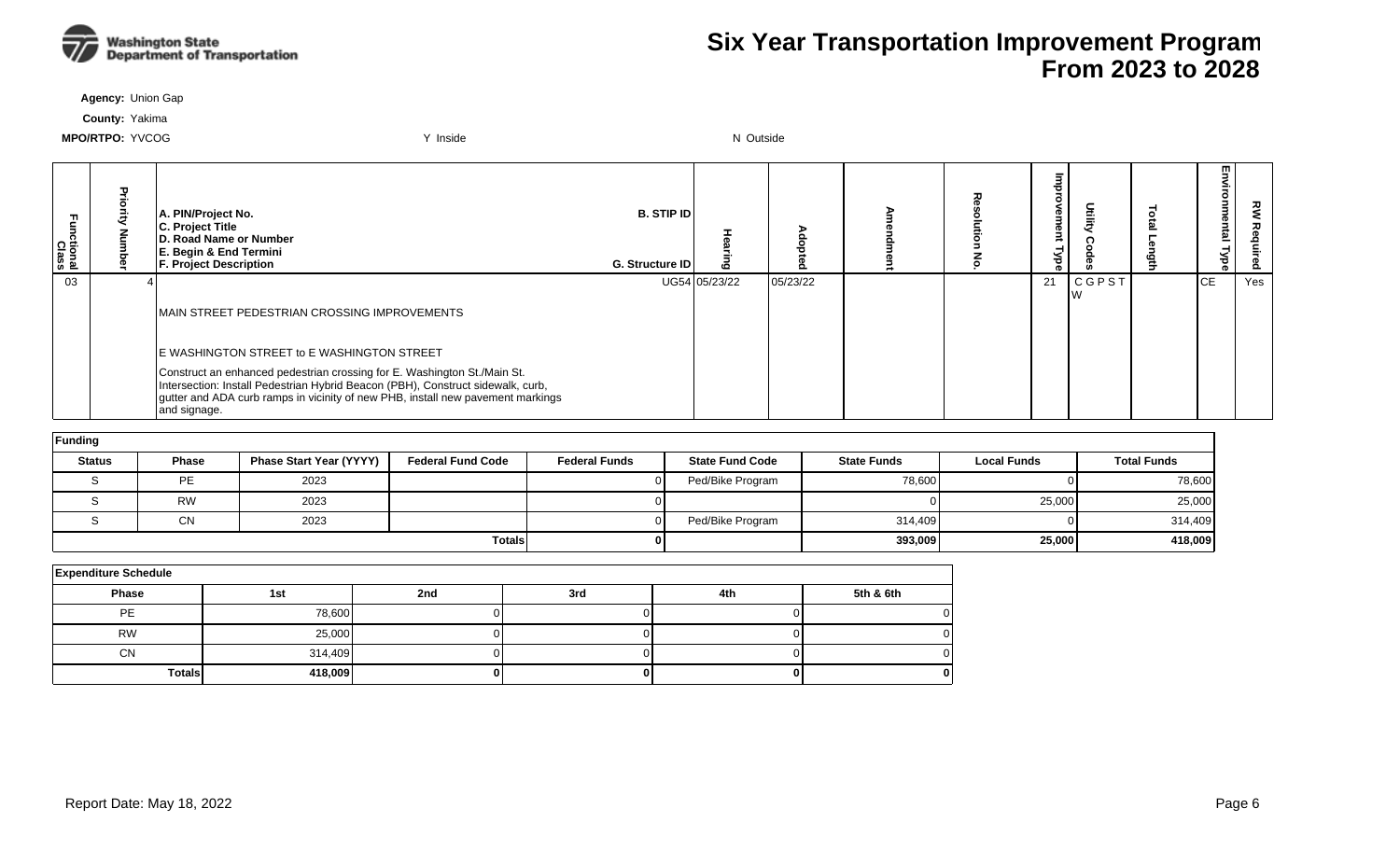# Six Year Transportation Improvement Program From 2023 to 2028

**Agency:** Union Gap

**County:** Yakima

**MPO/RTPO:** YVCOG

Y Inside N Outside

| Functional Class | Priority Number | A. PIN/Project No. C. Project Title D. Road Name or Number E. Begin & End Termini F. Project Description | B. STIP ID G. Structure ID | Hearing | Adopted | Amendment | Resolution No. | Improvement Type | Utility Codes | Total Length | Environmental Type | RW Required |
|---|---|---|---|---|---|---|---|---|---|---|---|---|
| 03 | 4 | MAIN STREET PEDESTRIAN CROSSING IMPROVEMENTS<br><br>E WASHINGTON STREET to E WASHINGTON STREET<br><br>Construct an enhanced pedestrian crossing for E. Washington St./Main St. Intersection: Install Pedestrian Hybrid Beacon (PBH), Construct sidewalk, curb, gutter and ADA curb ramps in vicinity of new PHB, install new pavement markings and signage. | UG54 | 05/23/22 | 05/23/22 | | | 21 | C G P S T W | | CE | Yes |

**Funding**

| Status | Phase | Phase Start Year (YYYY) | Federal Fund Code | Federal Funds | State Fund Code | State Funds | Local Funds | Total Funds |
|---|---|---|---|---|---|---|---|---|
| S | PE | 2023 | | 0 | Ped/Bike Program | 78,600 | 0 | 78,600 |
| S | RW | 2023 | | 0 | | 0 | 25,000 | 25,000 |
| S | CN | 2023 | | 0 | Ped/Bike Program | 314,409 | 0 | 314,409 |
| | | | **Totals** | **0** | | **393,009** | **25,000** | **418,009** |

**Expenditure Schedule**

| Phase | 1st | 2nd | 3rd | 4th | 5th & 6th |
|---|---|---|---|---|---|
| PE | 78,600 | 0 | 0 | 0 | 0 |
| RW | 25,000 | 0 | 0 | 0 | 0 |
| CN | 314,409 | 0 | 0 | 0 | 0 |
| **Totals** | **418,009** | **0** | **0** | **0** | **0** |

Report Date: May 18, 2022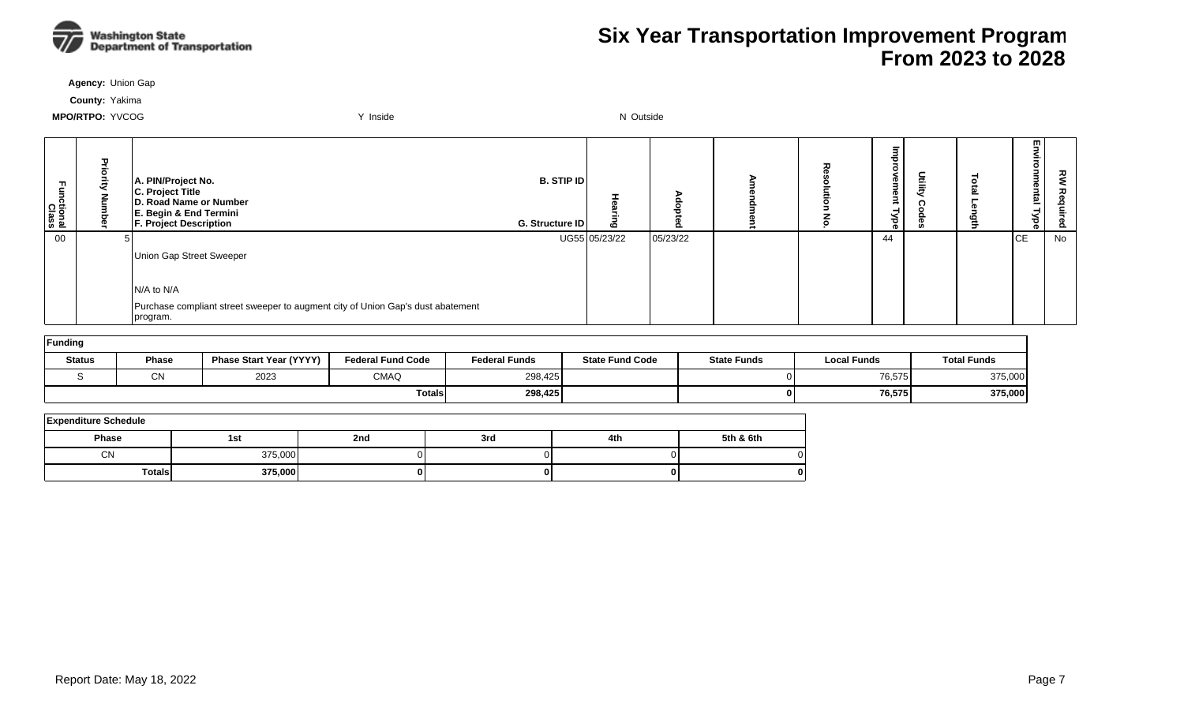# Six Year Transportation Improvement Program From 2023 to 2028

Washington State Department of Transportation

**Agency:** Union Gap

**County:** Yakima

**MPO/RTPO:** YVCOG Y Inside N Outside

| Functional Class | Priority Number | A. PIN/Project No. C. Project Title D. Road Name or Number E. Begin & End Termini F. Project Description | B. STIP ID G. Structure ID | Hearing | Adopted | Amendment | Resolution No. | Improvement Type | Utility Codes | Total Length | Environmental Type | RW Required |
|---|---|---|---|---|---|---|---|---|---|---|---|---|
| 00 | 5 | Union Gap Street Sweeper<br><br>N/A to N/A<br>Purchase compliant street sweeper to augment city of Union Gap's dust abatement program. | UG55 | 05/23/22 | 05/23/22 | | | 44 | | | CE | No |

| Funding | | | | | | | | |
|---|---|---|---|---|---|---|---|---|
| **Status** | **Phase** | **Phase Start Year (YYYY)** | **Federal Fund Code** | **Federal Funds** | **State Fund Code** | **State Funds** | **Local Funds** | **Total Funds** |
| S | CN | 2023 | CMAQ | 298,425 | | 0 | 76,575 | 375,000 |
| | | | **Totals** | **298,425** | | **0** | **76,575** | **375,000** |

| Expenditure Schedule | | | | | |
|---|---|---|---|---|---|
| **Phase** | **1st** | **2nd** | **3rd** | **4th** | **5th & 6th** |
| CN | 375,000 | 0 | 0 | 0 | 0 |
| **Totals** | **375,000** | **0** | **0** | **0** | **0** |

Report Date: May 18, 2022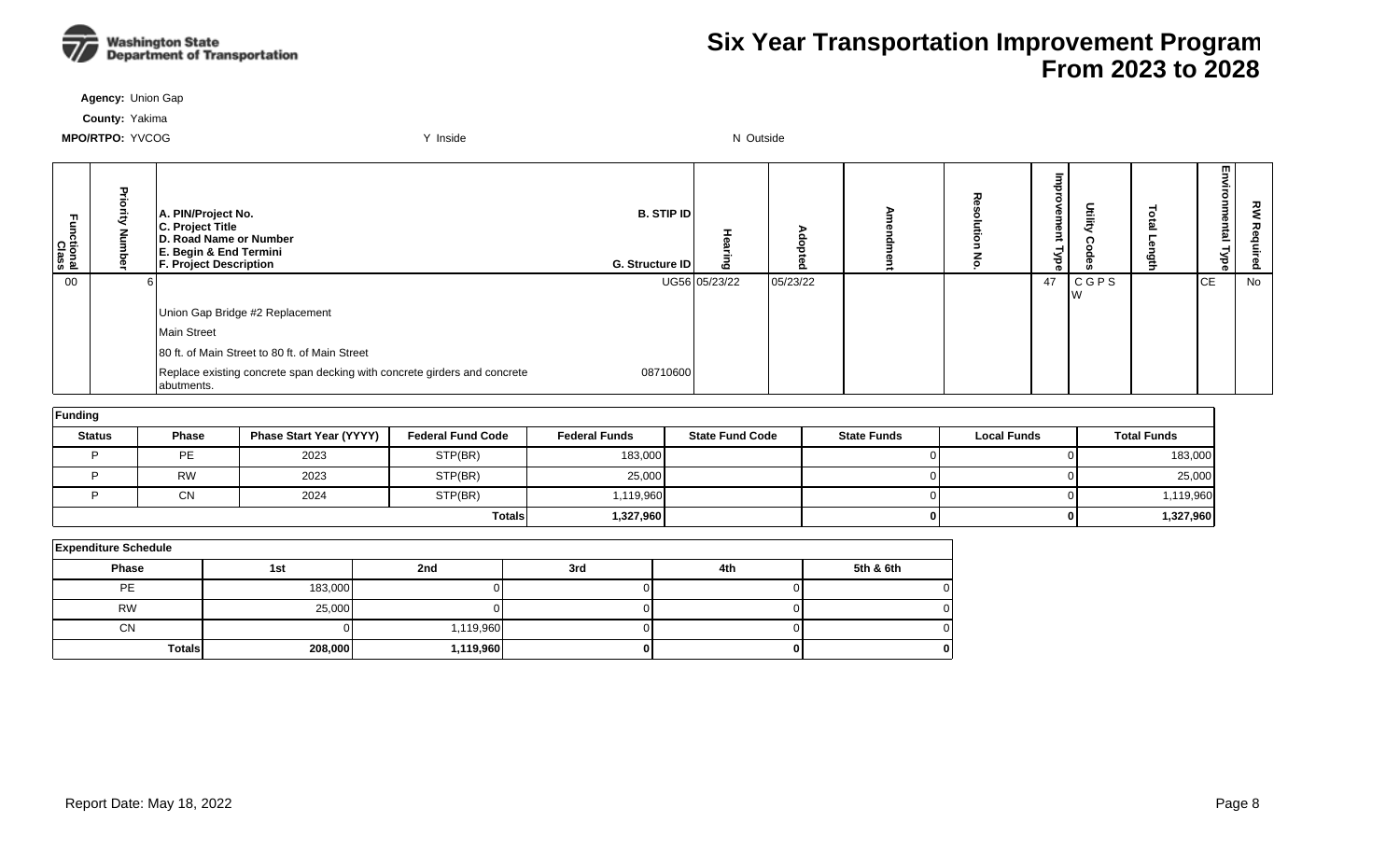# Six Year Transportation Improvement Program From 2023 to 2028

**Agency:** Union Gap

**County:** Yakima

**MPO/RTPO:** YVCOG　　Y Inside　　N Outside

| Functional Class | Priority Number | A. PIN/Project No. C. Project Title D. Road Name or Number E. Begin & End Termini F. Project Description | B. STIP ID G. Structure ID | Hearing | Adopted | Amendment | Resolution No. | Improvement Type | Utility Codes | Total Length | Environmental Type | RW Required |
|---|---|---|---|---|---|---|---|---|---|---|---|---|
| 00 | 6 | Union Gap Bridge #2 Replacement<br>Main Street<br>80 ft. of Main Street to 80 ft. of Main Street<br>Replace existing concrete span decking with concrete girders and concrete abutments. | UG56<br>08710600 | 05/23/22 | 05/23/22 | | | 47 | C G P S W | | CE | No |

**Funding**

| Status | Phase | Phase Start Year (YYYY) | Federal Fund Code | Federal Funds | State Fund Code | State Funds | Local Funds | Total Funds |
|---|---|---|---|---|---|---|---|---|
| P | PE | 2023 | STP(BR) | 183,000 | | 0 | 0 | 183,000 |
| P | RW | 2023 | STP(BR) | 25,000 | | 0 | 0 | 25,000 |
| P | CN | 2024 | STP(BR) | 1,119,960 | | 0 | 0 | 1,119,960 |
| | | | **Totals** | **1,327,960** | | **0** | **0** | **1,327,960** |

**Expenditure Schedule**

| Phase | 1st | 2nd | 3rd | 4th | 5th & 6th |
|---|---|---|---|---|---|
| PE | 183,000 | 0 | 0 | 0 | 0 |
| RW | 25,000 | 0 | 0 | 0 | 0 |
| CN | 0 | 1,119,960 | 0 | 0 | 0 |
| **Totals** | **208,000** | **1,119,960** | **0** | **0** | **0** |

Report Date: May 18, 2022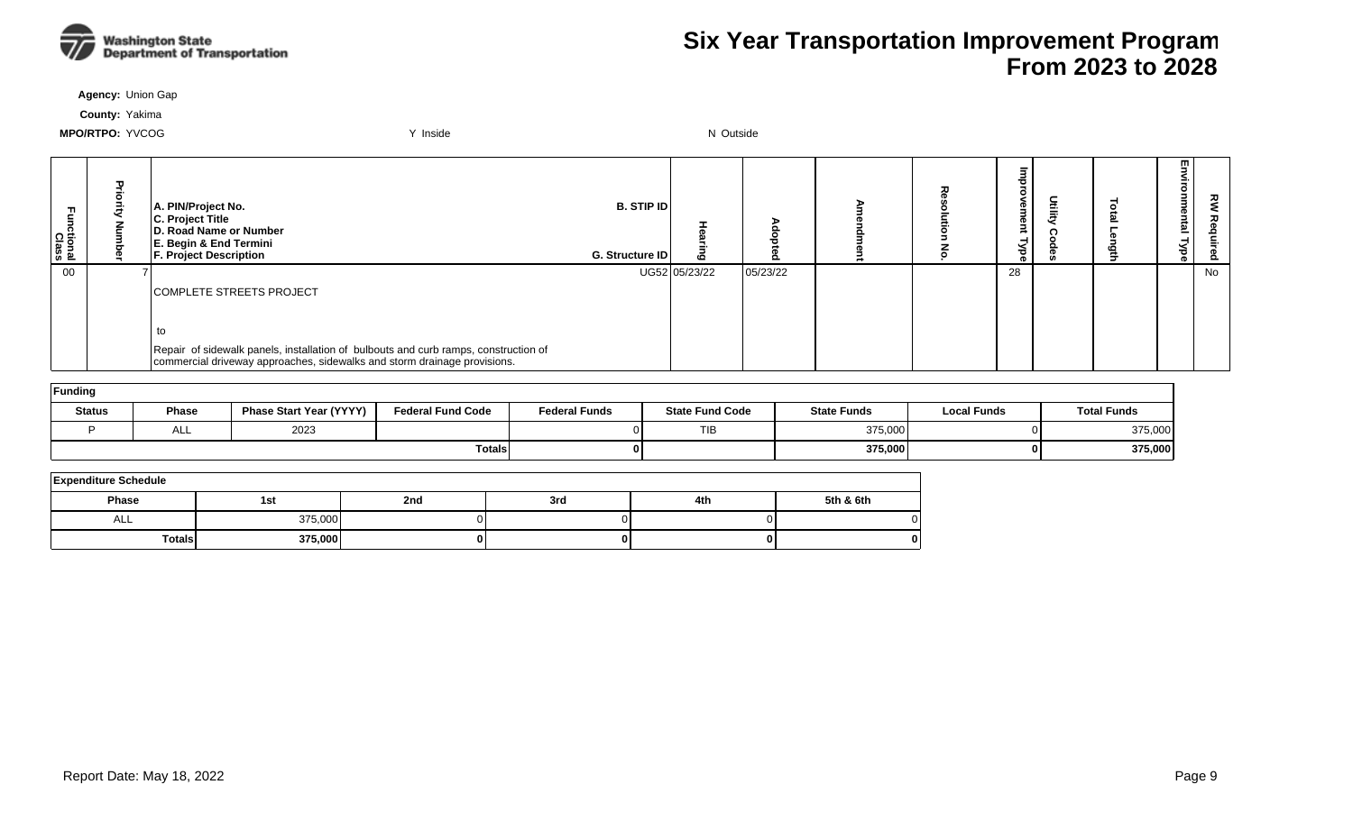# Six Year Transportation Improvement Program
# From 2023 to 2028

**Agency:** Union Gap

**County:** Yakima

**MPO/RTPO:** YVCOG Y Inside N Outside

| Functional Class | Priority Number | A. PIN/Project No. C. Project Title D. Road Name or Number E. Begin & End Termini F. Project Description | B. STIP ID G. Structure ID | Hearing | Adopted | Amendment | Resolution No. | Improvement Type | Utility Codes | Total Length | Environmental Type | RW Required |
|---|---|---|---|---|---|---|---|---|---|---|---|---|
| 00 | 7 | COMPLETE STREETS PROJECT<br><br>to<br>Repair of sidewalk panels, installation of bulbouts and curb ramps, construction of commercial driveway approaches, sidewalks and storm drainage provisions. | UG52 | 05/23/22 | 05/23/22 | | | 28 | | | | No |

| Funding | | | | | | | | |
|---|---|---|---|---|---|---|---|---|
| **Status** | **Phase** | **Phase Start Year (YYYY)** | **Federal Fund Code** | **Federal Funds** | **State Fund Code** | **State Funds** | **Local Funds** | **Total Funds** |
| P | ALL | 2023 | | 0 | TIB | 375,000 | 0 | 375,000 |
| | | | **Totals** | **0** | | **375,000** | **0** | **375,000** |

| Expenditure Schedule | | | | | |
|---|---|---|---|---|---|
| **Phase** | **1st** | **2nd** | **3rd** | **4th** | **5th & 6th** |
| ALL | 375,000 | 0 | 0 | 0 | 0 |
| **Totals** | **375,000** | **0** | **0** | **0** | **0** |

Report Date: May 18, 2022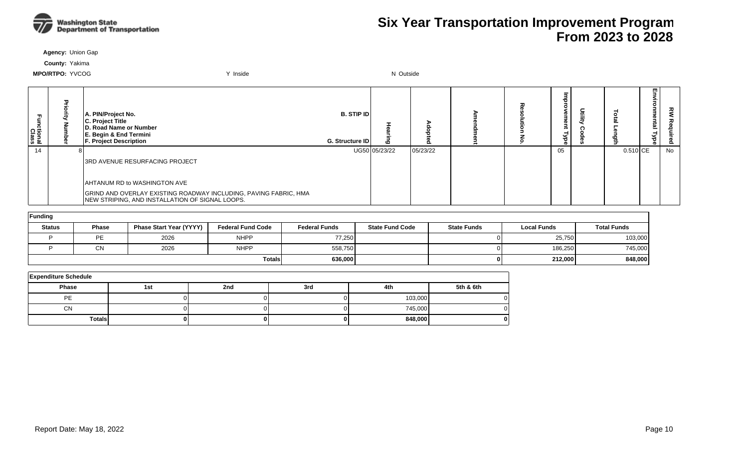# Six Year Transportation Improvement Program From 2023 to 2028

Washington State Department of Transportation

**Agency:** Union Gap

**County:** Yakima

**MPO/RTPO:** YVCOG Y Inside N Outside

| Functional Class | Priority Number | A. PIN/Project No. C. Project Title D. Road Name or Number E. Begin & End Termini F. Project Description | B. STIP ID G. Structure ID | Hearing | Adopted | Amendment | Resolution No. | Improvement Type | Utility Codes | Total Length | Environmental Type | RW Required |
|---|---|---|---|---|---|---|---|---|---|---|---|---|
| 14 | 8 | 3RD AVENUE RESURFACING PROJECT<br><br>AHTANUM RD to WASHINGTON AVE<br><br>GRIND AND OVERLAY EXISTING ROADWAY INCLUDING, PAVING FABRIC, HMA NEW STRIPING, AND INSTALLATION OF SIGNAL LOOPS. | UG50 | 05/23/22 | 05/23/22 | | | 05 | | 0.510 | CE | No |

**Funding**

| Status | Phase | Phase Start Year (YYYY) | Federal Fund Code | Federal Funds | State Fund Code | State Funds | Local Funds | Total Funds |
|---|---|---|---|---|---|---|---|---|
| P | PE | 2026 | NHPP | 77,250 | | 0 | 25,750 | 103,000 |
| P | CN | 2026 | NHPP | 558,750 | | 0 | 186,250 | 745,000 |
| | | | **Totals** | **636,000** | | **0** | **212,000** | **848,000** |

**Expenditure Schedule**

| Phase | 1st | 2nd | 3rd | 4th | 5th & 6th |
|---|---|---|---|---|---|
| PE | 0 | 0 | 0 | 103,000 | 0 |
| CN | 0 | 0 | 0 | 745,000 | 0 |
| **Totals** | **0** | **0** | **0** | **848,000** | **0** |

Report Date: May 18, 2022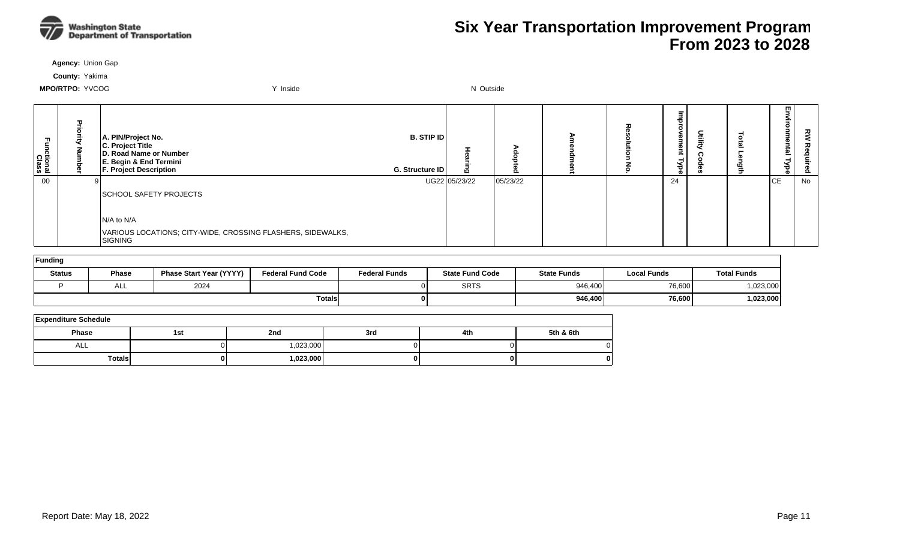# Six Year Transportation Improvement Program From 2023 to 2028

**Agency:** Union Gap

**County:** Yakima

**MPO/RTPO:** YVCOG Y Inside N Outside

| Functional Class | Priority Number | A. PIN/Project No. C. Project Title D. Road Name or Number E. Begin & End Termini F. Project Description | B. STIP ID G. Structure ID | Hearing | Adopted | Amendment | Resolution No. | Improvement Type | Utility Codes | Total Length | Environmental Type | RW Required |
|---|---|---|---|---|---|---|---|---|---|---|---|---|
| 00 | 9 | SCHOOL SAFETY PROJECTS<br><br>N/A to N/A<br>VARIOUS LOCATIONS; CITY-WIDE, CROSSING FLASHERS, SIDEWALKS, SIGNING | UG22 | 05/23/22 | 05/23/22 | | | 24 | | | CE | No |

**Funding**

| Status | Phase | Phase Start Year (YYYY) | Federal Fund Code | Federal Funds | State Fund Code | State Funds | Local Funds | Total Funds |
|---|---|---|---|---|---|---|---|---|
| P | ALL | 2024 | | 0 | SRTS | 946,400 | 76,600 | 1,023,000 |
| | | | | **Totals** **0** | | **946,400** | **76,600** | **1,023,000** |

**Expenditure Schedule**

| Phase | 1st | 2nd | 3rd | 4th | 5th & 6th |
|---|---|---|---|---|---|
| ALL | 0 | 1,023,000 | 0 | 0 | 0 |
| **Totals** | **0** | **1,023,000** | **0** | **0** | **0** |

Report Date: May 18, 2022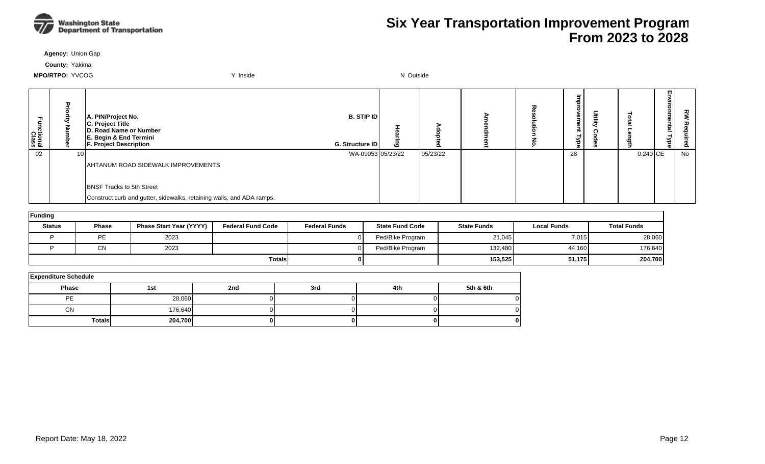# Six Year Transportation Improvement Program
## From 2023 to 2028

**Agency:** Union Gap

**County:** Yakima

**MPO/RTPO:** YVCOG     Y Inside     N Outside

| Functional Class | Priority Number | A. PIN/Project No. / C. Project Title / D. Road Name or Number / E. Begin & End Termini / F. Project Description | B. STIP ID / G. Structure ID | Hearing | Adopted | Amendment | Resolution No. | Improvement Type | Utility Codes | Total Length | Environmental Type | RW Required |
|---|---|---|---|---|---|---|---|---|---|---|---|---|
| 02 | 10 | AHTANUM ROAD SIDEWALK IMPROVEMENTS<br><br>BNSF Tracks to 5th Street<br>Construct curb and gutter, sidewalks, retaining walls, and ADA ramps. | WA-09053 | 05/23/22 | 05/23/22 | | | 28 | | 0.240 | CE | No |

**Funding**

| Status | Phase | Phase Start Year (YYYY) | Federal Fund Code | Federal Funds | State Fund Code | State Funds | Local Funds | Total Funds |
|---|---|---|---|---|---|---|---|---|
| P | PE | 2023 | | 0 | Ped/Bike Program | 21,045 | 7,015 | 28,060 |
| P | CN | 2023 | | 0 | Ped/Bike Program | 132,480 | 44,160 | 176,640 |
| | | | **Totals** | **0** | | **153,525** | **51,175** | **204,700** |

**Expenditure Schedule**

| Phase | 1st | 2nd | 3rd | 4th | 5th & 6th |
|---|---|---|---|---|---|
| PE | 28,060 | 0 | 0 | 0 | 0 |
| CN | 176,640 | 0 | 0 | 0 | 0 |
| **Totals** | **204,700** | **0** | **0** | **0** | **0** |

Report Date: May 18, 2022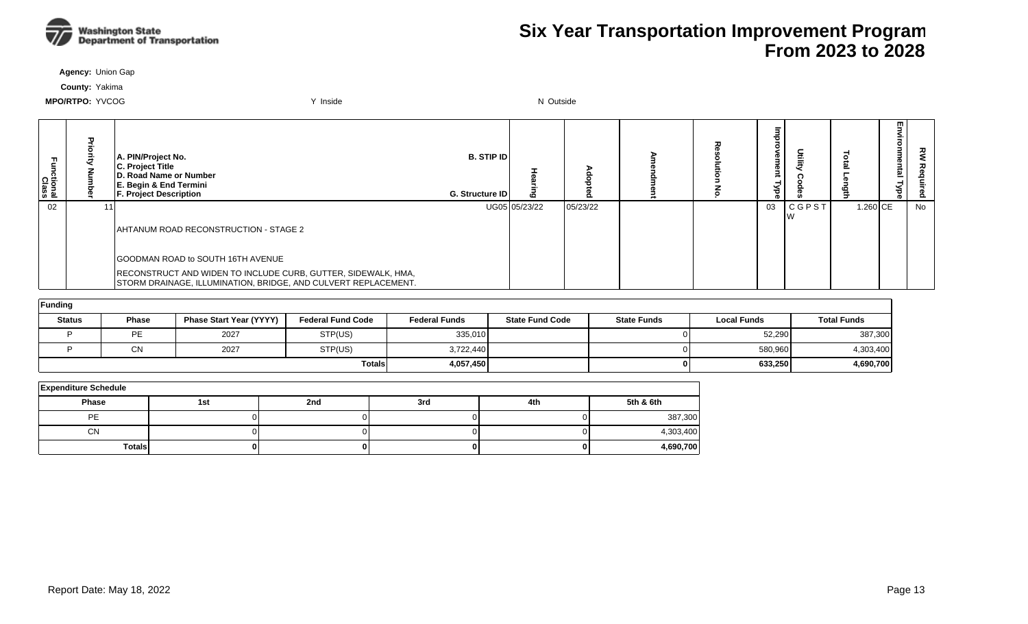# Six Year Transportation Improvement Program From 2023 to 2028

**Agency:** Union Gap

**County:** Yakima

**MPO/RTPO:** YVCOG Y Inside N Outside

| Functional Class | Priority Number | A. PIN/Project No. C. Project Title D. Road Name or Number E. Begin & End Termini F. Project Description | B. STIP ID G. Structure ID | Hearing | Adopted | Amendment | Resolution No. | Improvement Type | Utility Codes | Total Length | Environmental Type | RW Required |
|---|---|---|---|---|---|---|---|---|---|---|---|---|
| 02 | 11 | AHTANUM ROAD RECONSTRUCTION - STAGE 2<br><br>GOODMAN ROAD to SOUTH 16TH AVENUE<br>RECONSTRUCT AND WIDEN TO INCLUDE CURB, GUTTER, SIDEWALK, HMA, STORM DRAINAGE, ILLUMINATION, BRIDGE, AND CULVERT REPLACEMENT. | UG05 | 05/23/22 | 05/23/22 | | | 03 | C G P S T W | 1.260 | CE | No |

**Funding**

| Status | Phase | Phase Start Year (YYYY) | Federal Fund Code | Federal Funds | State Fund Code | State Funds | Local Funds | Total Funds |
|---|---|---|---|---|---|---|---|---|
| P | PE | 2027 | STP(US) | 335,010 | | 0 | 52,290 | 387,300 |
| P | CN | 2027 | STP(US) | 3,722,440 | | 0 | 580,960 | 4,303,400 |
| | | | **Totals** | **4,057,450** | | **0** | **633,250** | **4,690,700** |

**Expenditure Schedule**

| Phase | 1st | 2nd | 3rd | 4th | 5th & 6th |
|---|---|---|---|---|---|
| PE | 0 | 0 | 0 | 0 | 387,300 |
| CN | 0 | 0 | 0 | 0 | 4,303,400 |
| **Totals** | **0** | **0** | **0** | **0** | **4,690,700** |

Report Date: May 18, 2022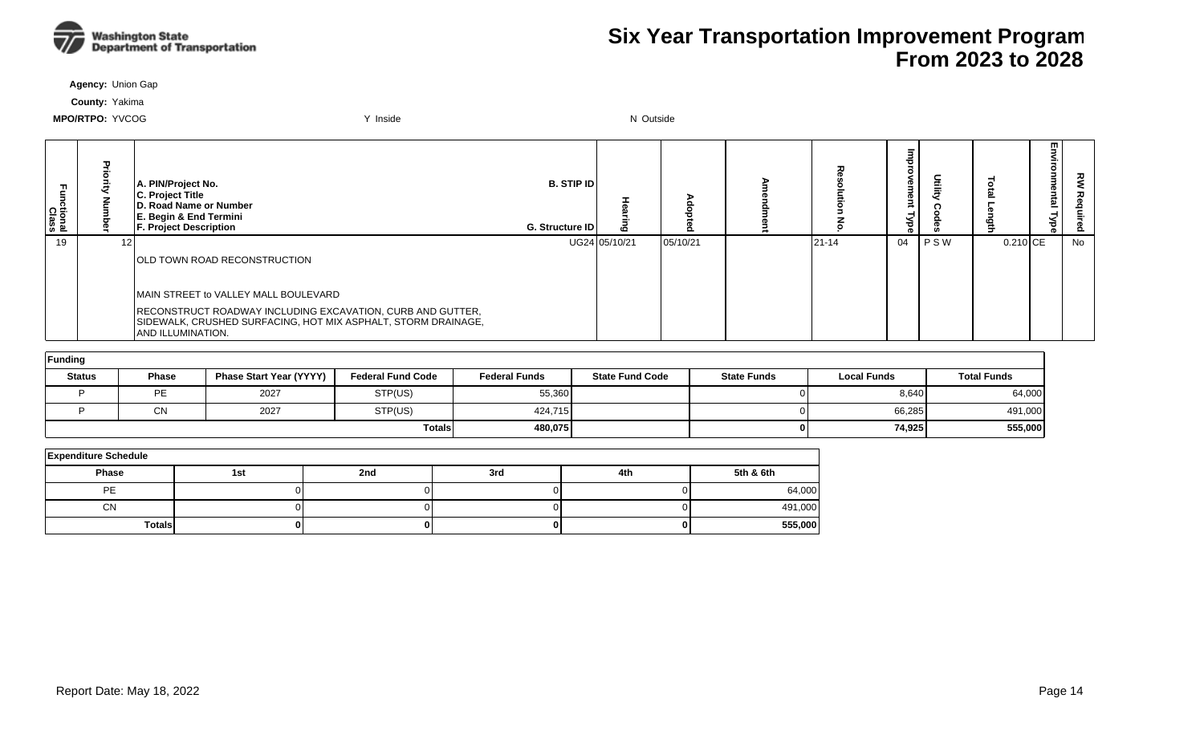# Six Year Transportation Improvement Program
# From 2023 to 2028

**Agency:** Union Gap

**County:** Yakima

**MPO/RTPO:** YVCOG Y Inside N Outside

| Functional Class | Priority Number | A. PIN/Project No. C. Project Title D. Road Name or Number E. Begin & End Termini F. Project Description | B. STIP ID G. Structure ID | Hearing | Adopted | Amendment | Resolution No. | Improvement Type | Utility Codes | Total Length | Environmental Type | RW Required |
|---|---|---|---|---|---|---|---|---|---|---|---|---|
| 19 | 12 | OLD TOWN ROAD RECONSTRUCTION<br><br>MAIN STREET to VALLEY MALL BOULEVARD<br><br>RECONSTRUCT ROADWAY INCLUDING EXCAVATION, CURB AND GUTTER, SIDEWALK, CRUSHED SURFACING, HOT MIX ASPHALT, STORM DRAINAGE, AND ILLUMINATION. | UG24 | 05/10/21 | 05/10/21 | | 21-14 | 04 | P S W | 0.210 | CE | No |

**Funding**

| Status | Phase | Phase Start Year (YYYY) | Federal Fund Code | Federal Funds | State Fund Code | State Funds | Local Funds | Total Funds |
|---|---|---|---|---|---|---|---|---|
| P | PE | 2027 | STP(US) | 55,360 | | 0 | 8,640 | 64,000 |
| P | CN | 2027 | STP(US) | 424,715 | | 0 | 66,285 | 491,000 |
| | | | **Totals** | **480,075** | | **0** | **74,925** | **555,000** |

**Expenditure Schedule**

| Phase | 1st | 2nd | 3rd | 4th | 5th & 6th |
|---|---|---|---|---|---|
| PE | 0 | 0 | 0 | 0 | 64,000 |
| CN | 0 | 0 | 0 | 0 | 491,000 |
| **Totals** | **0** | **0** | **0** | **0** | **555,000** |

Report Date: May 18, 2022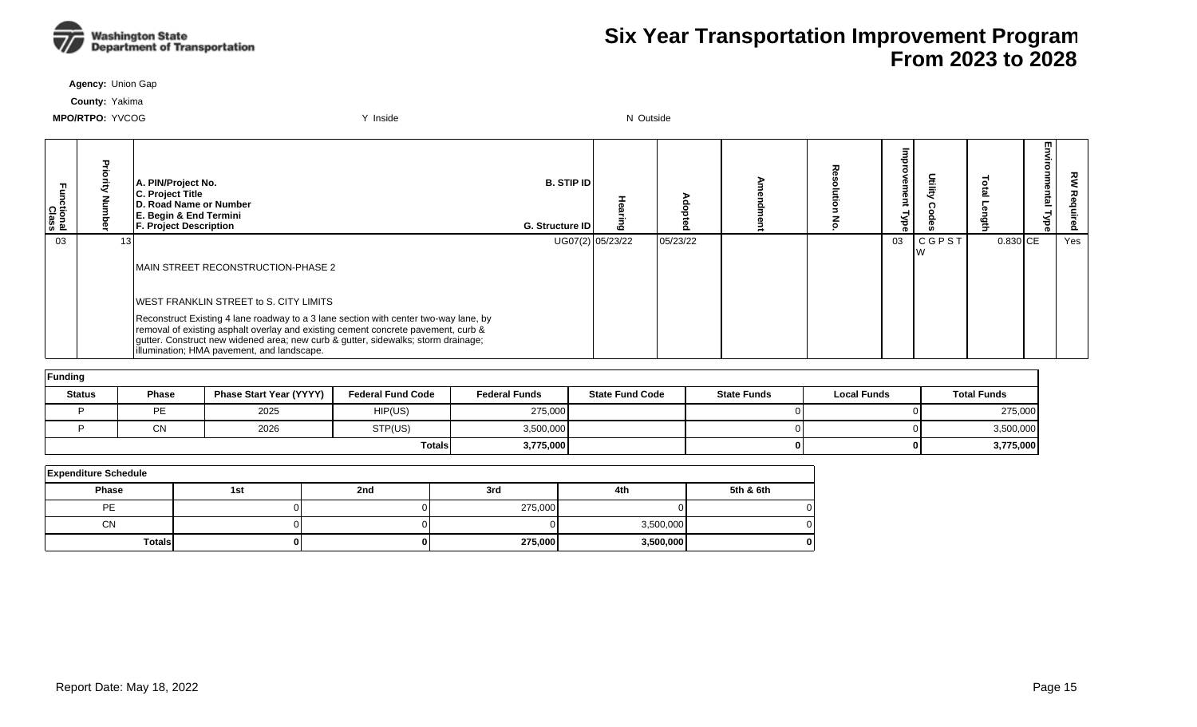# Six Year Transportation Improvement Program From 2023 to 2028

**Agency:** Union Gap

**County:** Yakima

**MPO/RTPO:** YVCOG Y Inside N Outside

| Functional Class | Priority Number | A. PIN/Project No. C. Project Title D. Road Name or Number E. Begin & End Termini F. Project Description | B. STIP ID G. Structure ID | Hearing | Adopted | Amendment | Resolution No. | Improvement Type | Utility Codes | Total Length | Environmental Type | RW Required |
|---|---|---|---|---|---|---|---|---|---|---|---|---|
| 03 | 13 | MAIN STREET RECONSTRUCTION-PHASE 2<br><br>WEST FRANKLIN STREET to S. CITY LIMITS<br><br>Reconstruct Existing 4 lane roadway to a 3 lane section with center two-way lane, by removal of existing asphalt overlay and existing cement concrete pavement, curb & gutter. Construct new widened area; new curb & gutter, sidewalks; storm drainage; illumination; HMA pavement, and landscape. | UG07(2) | 05/23/22 | 05/23/22 | | | 03 | C G P S T W | 0.830 | CE | Yes |

**Funding**

| Status | Phase | Phase Start Year (YYYY) | Federal Fund Code | Federal Funds | State Fund Code | State Funds | Local Funds | Total Funds |
|---|---|---|---|---|---|---|---|---|
| P | PE | 2025 | HIP(US) | 275,000 | | 0 | 0 | 275,000 |
| P | CN | 2026 | STP(US) | 3,500,000 | | 0 | 0 | 3,500,000 |
| | | | Totals | 3,775,000 | | 0 | 0 | 3,775,000 |

**Expenditure Schedule**

| Phase | 1st | 2nd | 3rd | 4th | 5th & 6th |
|---|---|---|---|---|---|
| PE | 0 | 0 | 275,000 | 0 | 0 |
| CN | 0 | 0 | 0 | 3,500,000 | 0 |
| Totals | 0 | 0 | 275,000 | 3,500,000 | 0 |

Report Date: May 18, 2022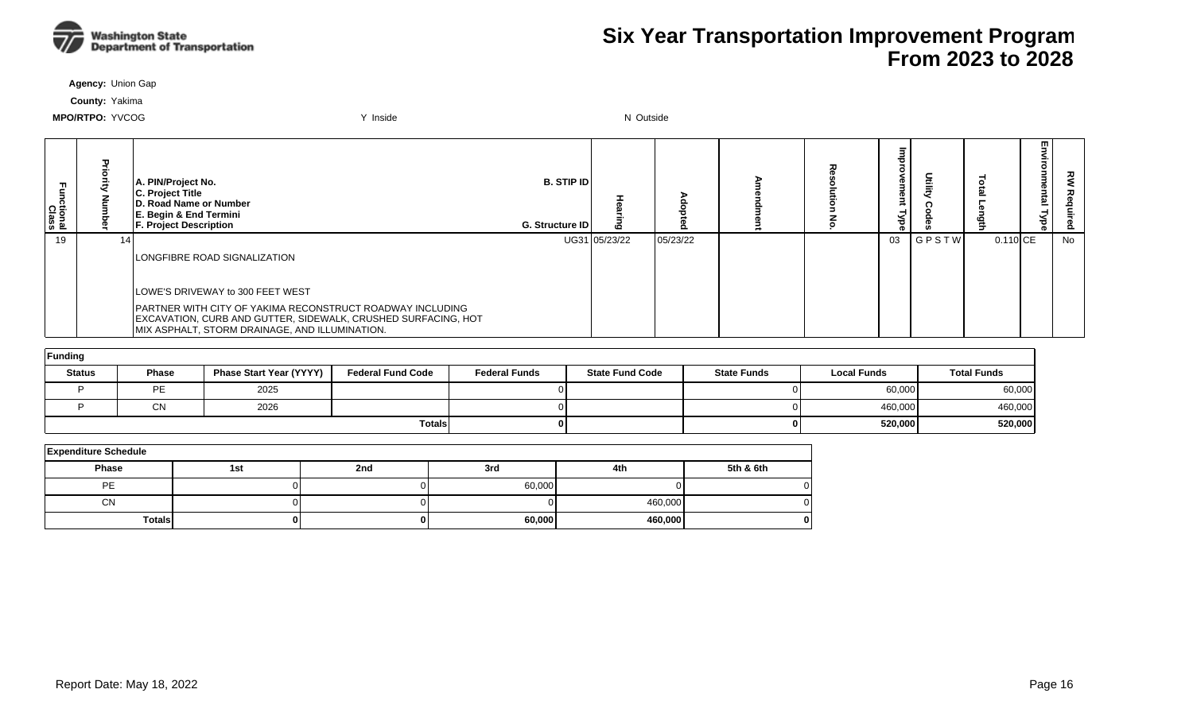# Six Year Transportation Improvement Program From 2023 to 2028

**Agency:** Union Gap

**County:** Yakima

**MPO/RTPO:** YVCOG Y Inside N Outside

| Functional Class | Priority Number | A. PIN/Project No. C. Project Title D. Road Name or Number E. Begin & End Termini F. Project Description | B. STIP ID G. Structure ID | Hearing | Adopted | Amendment | Resolution No. | Improvement Type | Utility Codes | Total Length | Environmental Type | RW Required |
|---|---|---|---|---|---|---|---|---|---|---|---|---|
| 19 | 14 | LONGFIBRE ROAD SIGNALIZATION<br><br>LOWE'S DRIVEWAY to 300 FEET WEST<br><br>PARTNER WITH CITY OF YAKIMA RECONSTRUCT ROADWAY INCLUDING EXCAVATION, CURB AND GUTTER, SIDEWALK, CRUSHED SURFACING, HOT MIX ASPHALT, STORM DRAINAGE, AND ILLUMINATION. | UG31 | 05/23/22 | 05/23/22 | | | 03 | G P S T W | 0.110 | CE | No |

**Funding**

| Status | Phase | Phase Start Year (YYYY) | Federal Fund Code | Federal Funds | State Fund Code | State Funds | Local Funds | Total Funds |
|---|---|---|---|---|---|---|---|---|
| P | PE | 2025 | | 0 | | 0 | 60,000 | 60,000 |
| P | CN | 2026 | | 0 | | 0 | 460,000 | 460,000 |
| | | | **Totals** | **0** | | **0** | **520,000** | **520,000** |

**Expenditure Schedule**

| Phase | 1st | 2nd | 3rd | 4th | 5th & 6th |
|---|---|---|---|---|---|
| PE | 0 | 0 | 60,000 | 0 | 0 |
| CN | 0 | 0 | 0 | 460,000 | 0 |
| **Totals** | **0** | **0** | **60,000** | **460,000** | **0** |

Report Date: May 18, 2022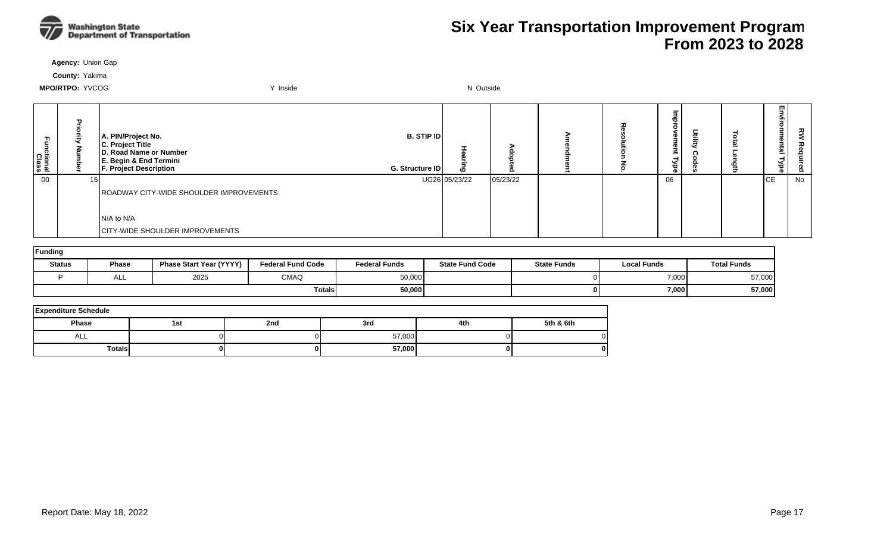# Six Year Transportation Improvement Program From 2023 to 2028

**Agency:** Union Gap

**County:** Yakima

**MPO/RTPO:** YVCOG Y Inside N Outside

| Functional Class | Priority Number | A. PIN/Project No. C. Project Title D. Road Name or Number E. Begin & End Termini F. Project Description | B. STIP ID G. Structure ID | Hearing | Adopted | Amendment | Resolution No. | Improvement Type | Utility Codes | Total Length | Environmental Type | RW Required |
|---|---|---|---|---|---|---|---|---|---|---|---|---|
| 00 | 15 | ROADWAY CITY-WIDE SHOULDER IMPROVEMENTS<br>N/A to N/A<br>CITY-WIDE SHOULDER IMPROVEMENTS | UG26 | 05/23/22 | 05/23/22 | | | 06 | | | CE | No |

**Funding**

| Status | Phase | Phase Start Year (YYYY) | Federal Fund Code | Federal Funds | State Fund Code | State Funds | Local Funds | Total Funds |
|---|---|---|---|---|---|---|---|---|
| P | ALL | 2025 | CMAQ | 50,000 | | 0 | 7,000 | 57,000 |
| | | | **Totals** | **50,000** | | **0** | **7,000** | **57,000** |

**Expenditure Schedule**

| Phase | 1st | 2nd | 3rd | 4th | 5th & 6th |
|---|---|---|---|---|---|
| ALL | 0 | 0 | 57,000 | 0 | 0 |
| **Totals** | **0** | **0** | **57,000** | **0** | **0** |

Report Date: May 18, 2022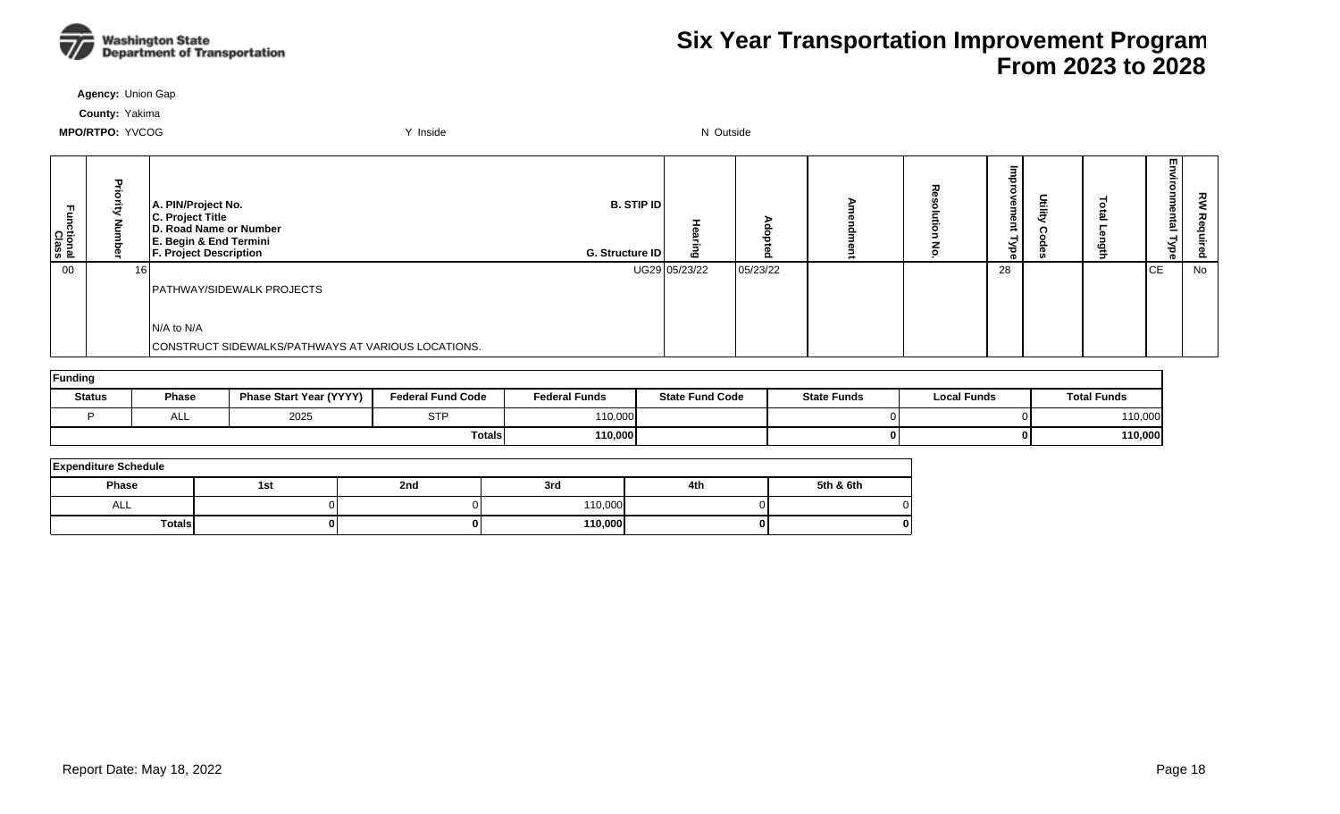# Six Year Transportation Improvement Program From 2023 to 2028

**Agency:** Union Gap

**County:** Yakima

**MPO/RTPO:** YVCOG Y Inside N Outside

| Functional Class | Priority Number | A. PIN/Project No. C. Project Title D. Road Name or Number E. Begin & End Termini F. Project Description | B. STIP ID G. Structure ID | Hearing | Adopted | Amendment | Resolution No. | Improvement Type | Utility Codes | Total Length | Environmental Type | RW Required |
|---|---|---|---|---|---|---|---|---|---|---|---|---|
| 00 | 16 | PATHWAY/SIDEWALK PROJECTS<br><br>N/A to N/A<br>CONSTRUCT SIDEWALKS/PATHWAYS AT VARIOUS LOCATIONS. | UG29 | 05/23/22 | 05/23/22 | | | 28 | | | CE | No |

| Funding | | | | | | | | |
|---|---|---|---|---|---|---|---|---|
| **Status** | **Phase** | **Phase Start Year (YYYY)** | **Federal Fund Code** | **Federal Funds** | **State Fund Code** | **State Funds** | **Local Funds** | **Total Funds** |
| P | ALL | 2025 | STP | 110,000 | | 0 | 0 | 110,000 |
| | | | **Totals** | **110,000** | | **0** | **0** | **110,000** |

| Expenditure Schedule | | | | | |
|---|---|---|---|---|---|
| **Phase** | **1st** | **2nd** | **3rd** | **4th** | **5th & 6th** |
| ALL | 0 | 0 | 110,000 | 0 | 0 |
| **Totals** | **0** | **0** | **110,000** | **0** | **0** |

Report Date: May 18, 2022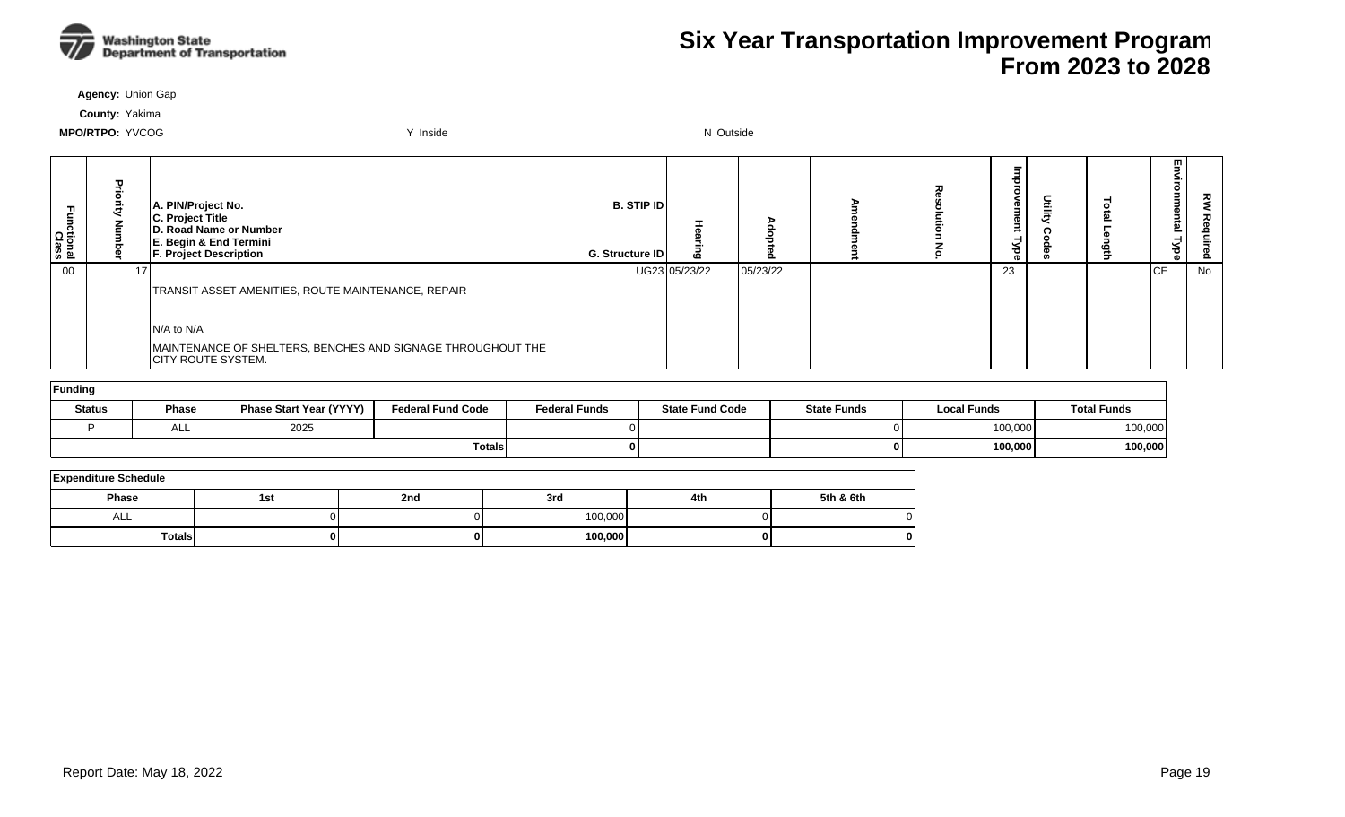# Six Year Transportation Improvement Program From 2023 to 2028

**Agency:** Union Gap

**County:** Yakima

**MPO/RTPO:** YVCOG     Y Inside     N Outside

| Functional Class | Priority Number | A. PIN/Project No. C. Project Title D. Road Name or Number E. Begin & End Termini F. Project Description | B. STIP ID G. Structure ID | Hearing | Adopted | Amendment | Resolution No. | Improvement Type | Utility Codes | Total Length | Environmental Type | RW Required |
|---|---|---|---|---|---|---|---|---|---|---|---|---|
| 00 | 17 | TRANSIT ASSET AMENITIES, ROUTE MAINTENANCE, REPAIR<br><br>N/A to N/A<br><br>MAINTENANCE OF SHELTERS, BENCHES AND SIGNAGE THROUGHOUT THE CITY ROUTE SYSTEM. | UG23 | 05/23/22 | 05/23/22 | | | 23 | | | CE | No |

**Funding**

| Status | Phase | Phase Start Year (YYYY) | Federal Fund Code | Federal Funds | State Fund Code | State Funds | Local Funds | Total Funds |
|---|---|---|---|---|---|---|---|---|
| P | ALL | 2025 | | 0 | | 0 | 100,000 | 100,000 |
| | | | | **Totals** 0 | | 0 | 100,000 | 100,000 |

**Expenditure Schedule**

| Phase | 1st | 2nd | 3rd | 4th | 5th & 6th |
|---|---|---|---|---|---|
| ALL | 0 | 0 | 100,000 | 0 | 0 |
| **Totals** | **0** | **0** | **100,000** | **0** | **0** |

Report Date: May 18, 2022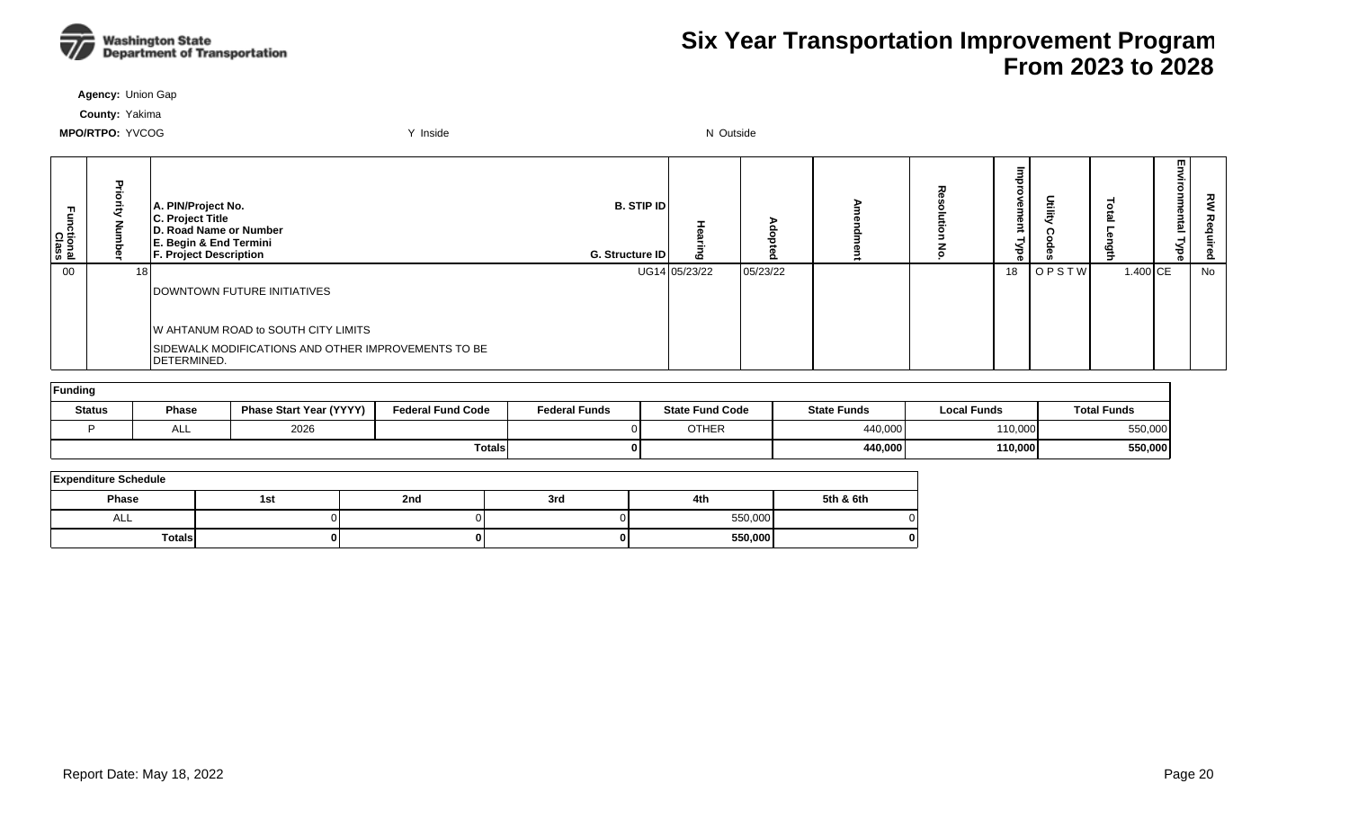# Six Year Transportation Improvement Program From 2023 to 2028

**Agency:** Union Gap

**County:** Yakima

**MPO/RTPO:** YVCOG　　Y Inside　　N Outside

| Functional Class | Priority Number | A. PIN/Project No. C. Project Title D. Road Name or Number E. Begin & End Termini F. Project Description | B. STIP ID G. Structure ID | Hearing | Adopted | Amendment | Resolution No. | Improvement Type | Utility Codes | Total Length | Environmental Type | RW Required |
|---|---|---|---|---|---|---|---|---|---|---|---|---|
| 00 | 18 | DOWNTOWN FUTURE INITIATIVES<br><br>W AHTANUM ROAD to SOUTH CITY LIMITS<br>SIDEWALK MODIFICATIONS AND OTHER IMPROVEMENTS TO BE DETERMINED. | UG14 | 05/23/22 | 05/23/22 | | | 18 | O P S T W | 1.400 | CE | No |

**Funding**

| Status | Phase | Phase Start Year (YYYY) | Federal Fund Code | Federal Funds | State Fund Code | State Funds | Local Funds | Total Funds |
|---|---|---|---|---|---|---|---|---|
| P | ALL | 2026 | | 0 | OTHER | 440,000 | 110,000 | 550,000 |
| | | | Totals | 0 | | 440,000 | 110,000 | 550,000 |

**Expenditure Schedule**

| Phase | 1st | 2nd | 3rd | 4th | 5th & 6th |
|---|---|---|---|---|---|
| ALL | 0 | 0 | 0 | 550,000 | 0 |
| Totals | 0 | 0 | 0 | 550,000 | 0 |

Report Date: May 18, 2022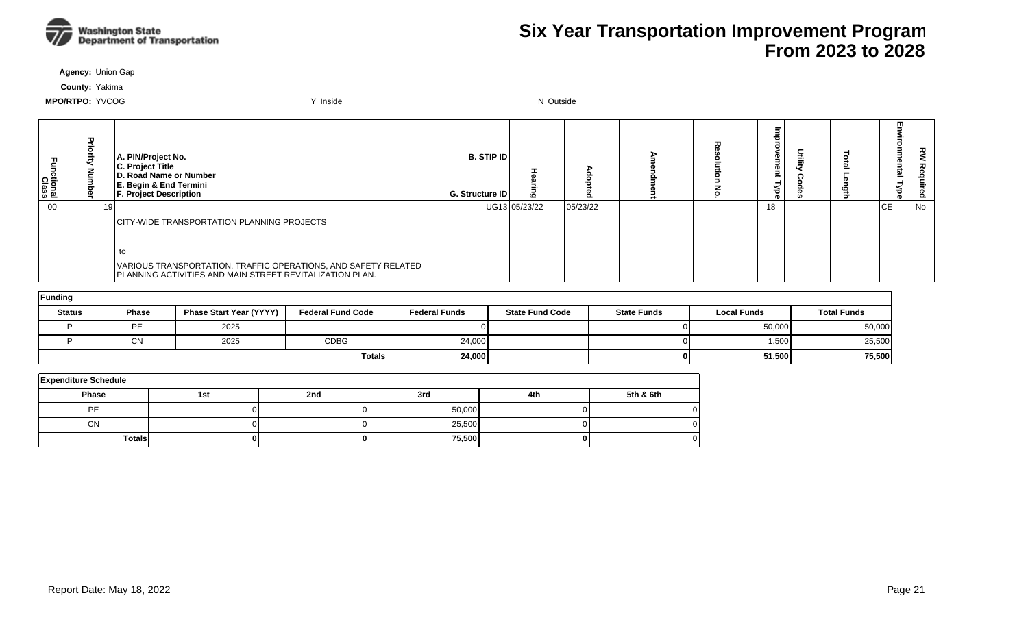# Six Year Transportation Improvement Program From 2023 to 2028

**Agency:** Union Gap

**County:** Yakima

**MPO/RTPO:** YVCOG &nbsp;&nbsp;&nbsp; Y Inside &nbsp;&nbsp;&nbsp; N Outside

| Functional Class | Priority Number | A. PIN/Project No. C. Project Title D. Road Name or Number E. Begin & End Termini F. Project Description | B. STIP ID G. Structure ID | Hearing | Adopted | Amendment | Resolution No. | Improvement Type | Utility Codes | Total Length | Environmental Type | RW Required |
|---|---|---|---|---|---|---|---|---|---|---|---|---|
| 00 | 19 | CITY-WIDE TRANSPORTATION PLANNING PROJECTS<br><br>to<br><br>VARIOUS TRANSPORTATION, TRAFFIC OPERATIONS, AND SAFETY RELATED PLANNING ACTIVITIES AND MAIN STREET REVITALIZATION PLAN. | UG13 | 05/23/22 | 05/23/22 | | | 18 | | | CE | No |

**Funding**

| Status | Phase | Phase Start Year (YYYY) | Federal Fund Code | Federal Funds | State Fund Code | State Funds | Local Funds | Total Funds |
|---|---|---|---|---|---|---|---|---|
| P | PE | 2025 | | 0 | | 0 | 50,000 | 50,000 |
| P | CN | 2025 | CDBG | 24,000 | | 0 | 1,500 | 25,500 |
| | | | **Totals** | **24,000** | | **0** | **51,500** | **75,500** |

**Expenditure Schedule**

| Phase | 1st | 2nd | 3rd | 4th | 5th & 6th |
|---|---|---|---|---|---|
| PE | 0 | 0 | 50,000 | 0 | 0 |
| CN | 0 | 0 | 25,500 | 0 | 0 |
| **Totals** | **0** | **0** | **75,500** | **0** | **0** |

Report Date: May 18, 2022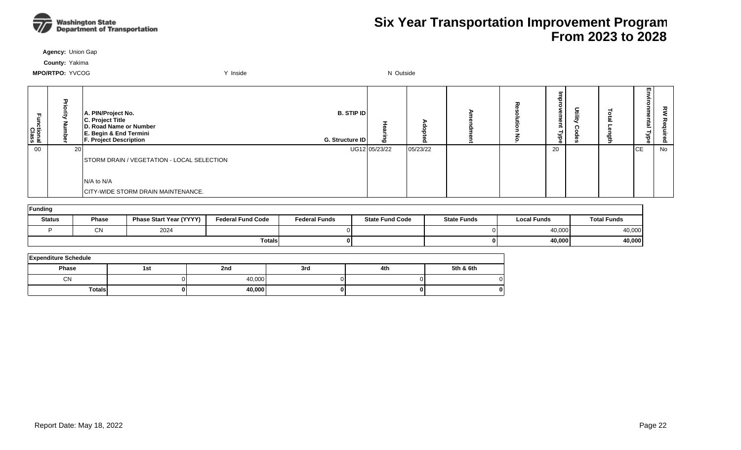# Six Year Transportation Improvement Program
# From 2023 to 2028

**Agency:** Union Gap

**County:** Yakima

**MPO/RTPO:** YVCOG　　Y Inside　　N Outside

| Functional Class | Priority Number | A. PIN/Project No. C. Project Title D. Road Name or Number E. Begin & End Termini F. Project Description | B. STIP ID G. Structure ID | Hearing | Adopted | Amendment | Resolution No. | Improvement Type | Utility Codes | Total Length | Environmental Type | RW Required |
|---|---|---|---|---|---|---|---|---|---|---|---|---|
| 00 | 20 | STORM DRAIN / VEGETATION - LOCAL SELECTION<br>N/A to N/A<br>CITY-WIDE STORM DRAIN MAINTENANCE. | UG12 | 05/23/22 | 05/23/22 | | | 20 | | | CE | No |

**Funding**

| Status | Phase | Phase Start Year (YYYY) | Federal Fund Code | Federal Funds | State Fund Code | State Funds | Local Funds | Total Funds |
|---|---|---|---|---|---|---|---|---|
| P | CN | 2024 | | 0 | | 0 | 40,000 | 40,000 |
| | | | **Totals** | **0** | | **0** | **40,000** | **40,000** |

**Expenditure Schedule**

| Phase | 1st | 2nd | 3rd | 4th | 5th & 6th |
|---|---|---|---|---|---|
| CN | 0 | 40,000 | 0 | 0 | 0 |
| **Totals** | **0** | **40,000** | **0** | **0** | **0** |

Report Date: May 18, 2022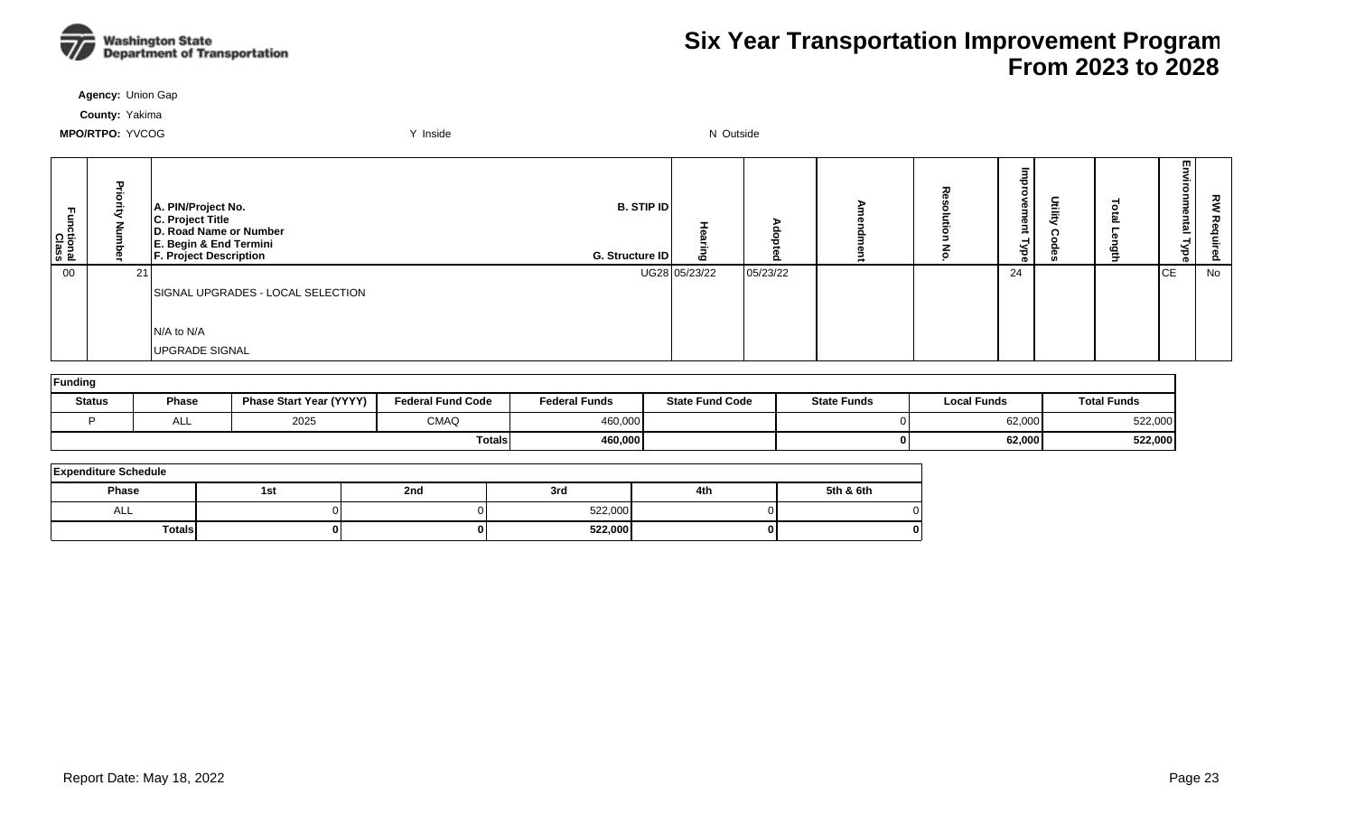# Six Year Transportation Improvement Program From 2023 to 2028

**Agency:** Union Gap

**County:** Yakima

**MPO/RTPO:** YVCOG Y Inside N Outside

| Functional Class | Priority Number | A. PIN/Project No. C. Project Title D. Road Name or Number E. Begin & End Termini F. Project Description | B. STIP ID G. Structure ID | Hearing | Adopted | Amendment | Resolution No. | Improvement Type | Utility Codes | Total Length | Environmental Type | RW Required |
|---|---|---|---|---|---|---|---|---|---|---|---|---|
| 00 | 21 | SIGNAL UPGRADES - LOCAL SELECTION<br>N/A to N/A<br>UPGRADE SIGNAL | UG28 | 05/23/22 | 05/23/22 | | | 24 | | | CE | No |

**Funding**

| Status | Phase | Phase Start Year (YYYY) | Federal Fund Code | Federal Funds | State Fund Code | State Funds | Local Funds | Total Funds |
|---|---|---|---|---|---|---|---|---|
| P | ALL | 2025 | CMAQ | 460,000 | | 0 | 62,000 | 522,000 |
| | | | Totals | 460,000 | | 0 | 62,000 | 522,000 |

**Expenditure Schedule**

| Phase | 1st | 2nd | 3rd | 4th | 5th & 6th |
|---|---|---|---|---|---|
| ALL | 0 | 0 | 522,000 | 0 | 0 |
| Totals | 0 | 0 | 522,000 | 0 | 0 |

Report Date: May 18, 2022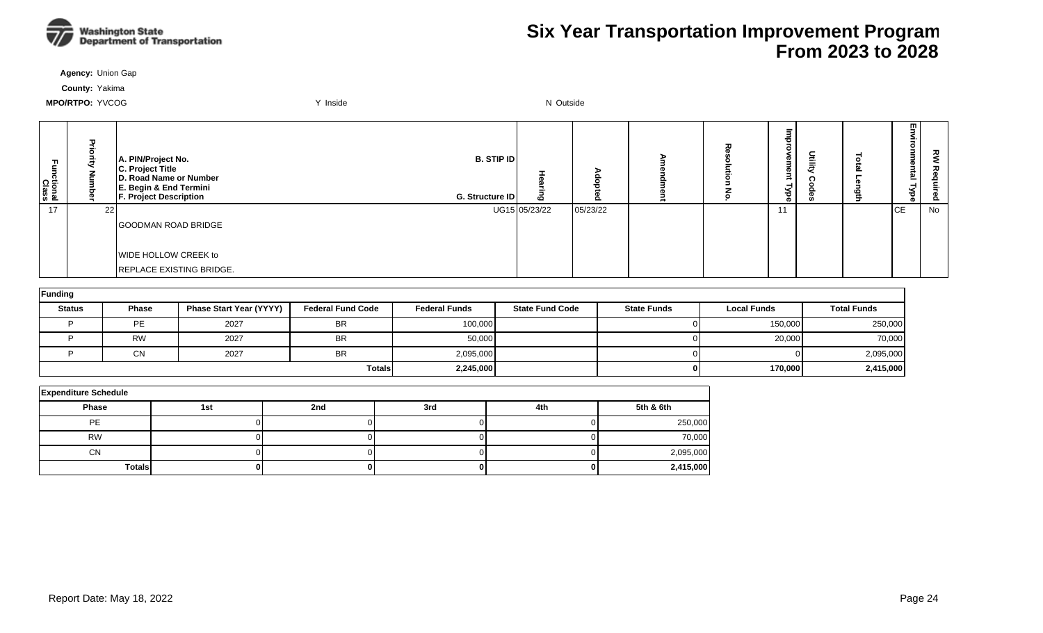# Six Year Transportation Improvement Program From 2023 to 2028

**Agency:** Union Gap

**County:** Yakima

**MPO/RTPO:** YVCOG Y Inside N Outside

| Functional Class | Priority Number | A. PIN/Project No. C. Project Title D. Road Name or Number E. Begin & End Termini F. Project Description | B. STIP ID G. Structure ID | Hearing | Adopted | Amendment | Resolution No. | Improvement Type | Utility Codes | Total Length | Environmental Type | RW Required |
|---|---|---|---|---|---|---|---|---|---|---|---|---|
| 17 | 22 | GOODMAN ROAD BRIDGE<br><br>WIDE HOLLOW CREEK to<br>REPLACE EXISTING BRIDGE. | UG15 | 05/23/22 | 05/23/22 | | | 11 | | | CE | No |

| Funding | | | | | | | | |
|---|---|---|---|---|---|---|---|---|
| **Status** | **Phase** | **Phase Start Year (YYYY)** | **Federal Fund Code** | **Federal Funds** | **State Fund Code** | **State Funds** | **Local Funds** | **Total Funds** |
| P | PE | 2027 | BR | 100,000 | | 0 | 150,000 | 250,000 |
| P | RW | 2027 | BR | 50,000 | | 0 | 20,000 | 70,000 |
| P | CN | 2027 | BR | 2,095,000 | | 0 | 0 | 2,095,000 |
| | | | **Totals** | **2,245,000** | | **0** | **170,000** | **2,415,000** |

| Expenditure Schedule | | | | | |
|---|---|---|---|---|---|
| **Phase** | **1st** | **2nd** | **3rd** | **4th** | **5th & 6th** |
| PE | 0 | 0 | 0 | 0 | 250,000 |
| RW | 0 | 0 | 0 | 0 | 70,000 |
| CN | 0 | 0 | 0 | 0 | 2,095,000 |
| **Totals** | **0** | **0** | **0** | **0** | **2,415,000** |

Report Date: May 18, 2022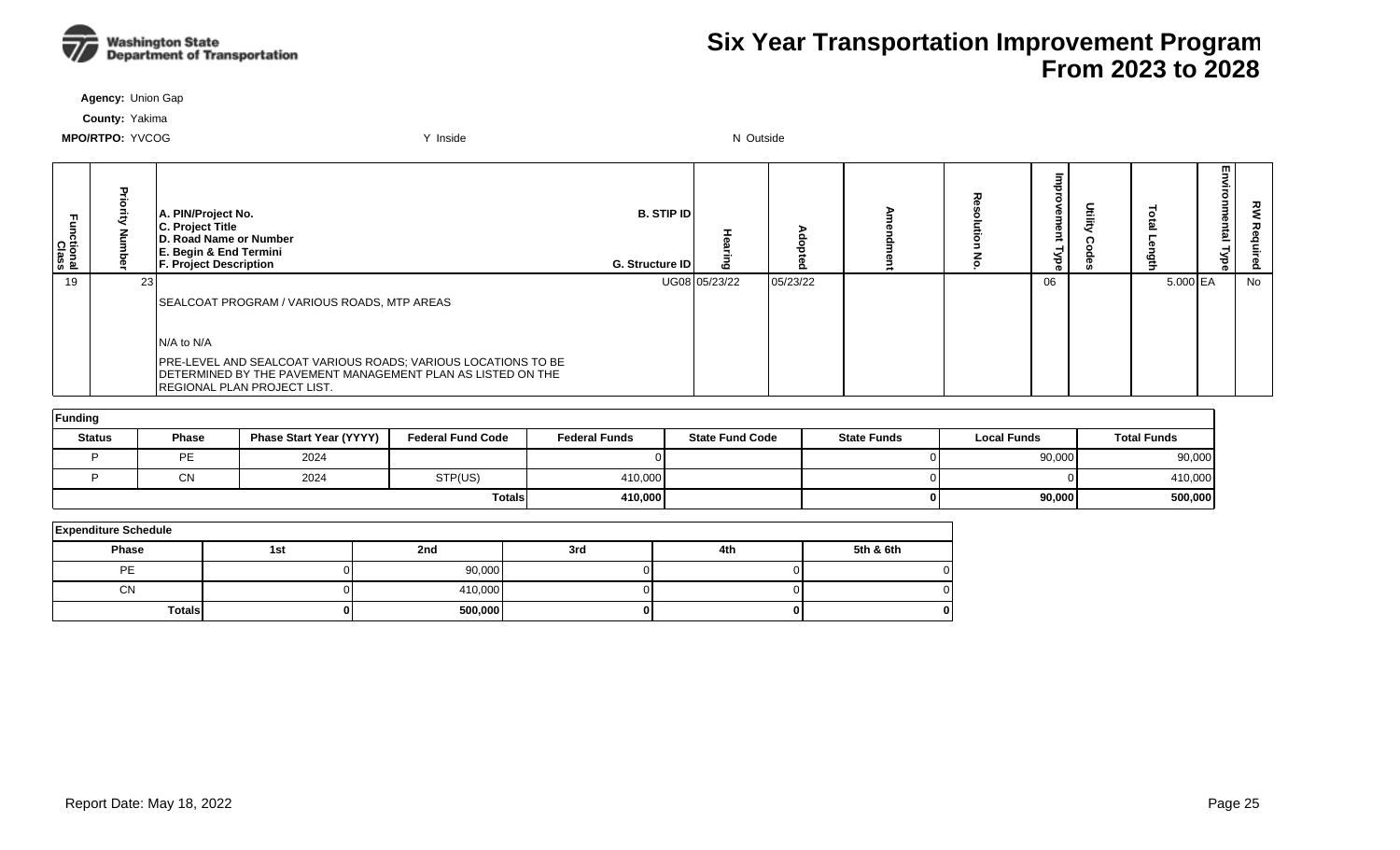# Six Year Transportation Improvement Program From 2023 to 2028

**Agency:** Union Gap

**County:** Yakima

**MPO/RTPO:** YVCOG Y Inside N Outside

| Functional Class | Priority Number | A. PIN/Project No. C. Project Title D. Road Name or Number E. Begin & End Termini F. Project Description | B. STIP ID G. Structure ID | Hearing | Adopted | Amendment | Resolution No. | Improvement Type | Utility Codes | Total Length | Environmental Type | RW Required |
|---|---|---|---|---|---|---|---|---|---|---|---|---|
| 19 | 23 | SEALCOAT PROGRAM / VARIOUS ROADS, MTP AREAS<br><br>N/A to N/A<br><br>PRE-LEVEL AND SEALCOAT VARIOUS ROADS; VARIOUS LOCATIONS TO BE DETERMINED BY THE PAVEMENT MANAGEMENT PLAN AS LISTED ON THE REGIONAL PLAN PROJECT LIST. | UG08 | 05/23/22 | 05/23/22 | | | 06 | | 5.000 | EA | No |

**Funding**

| Status | Phase | Phase Start Year (YYYY) | Federal Fund Code | Federal Funds | State Fund Code | State Funds | Local Funds | Total Funds |
|---|---|---|---|---|---|---|---|---|
| P | PE | 2024 | | 0 | | 0 | 90,000 | 90,000 |
| P | CN | 2024 | STP(US) | 410,000 | | 0 | 0 | 410,000 |
| | | | **Totals** | **410,000** | | **0** | **90,000** | **500,000** |

**Expenditure Schedule**

| Phase | 1st | 2nd | 3rd | 4th | 5th & 6th |
|---|---|---|---|---|---|
| PE | 0 | 90,000 | 0 | 0 | 0 |
| CN | 0 | 410,000 | 0 | 0 | 0 |
| **Totals** | **0** | **500,000** | **0** | **0** | **0** |

Report Date: May 18, 2022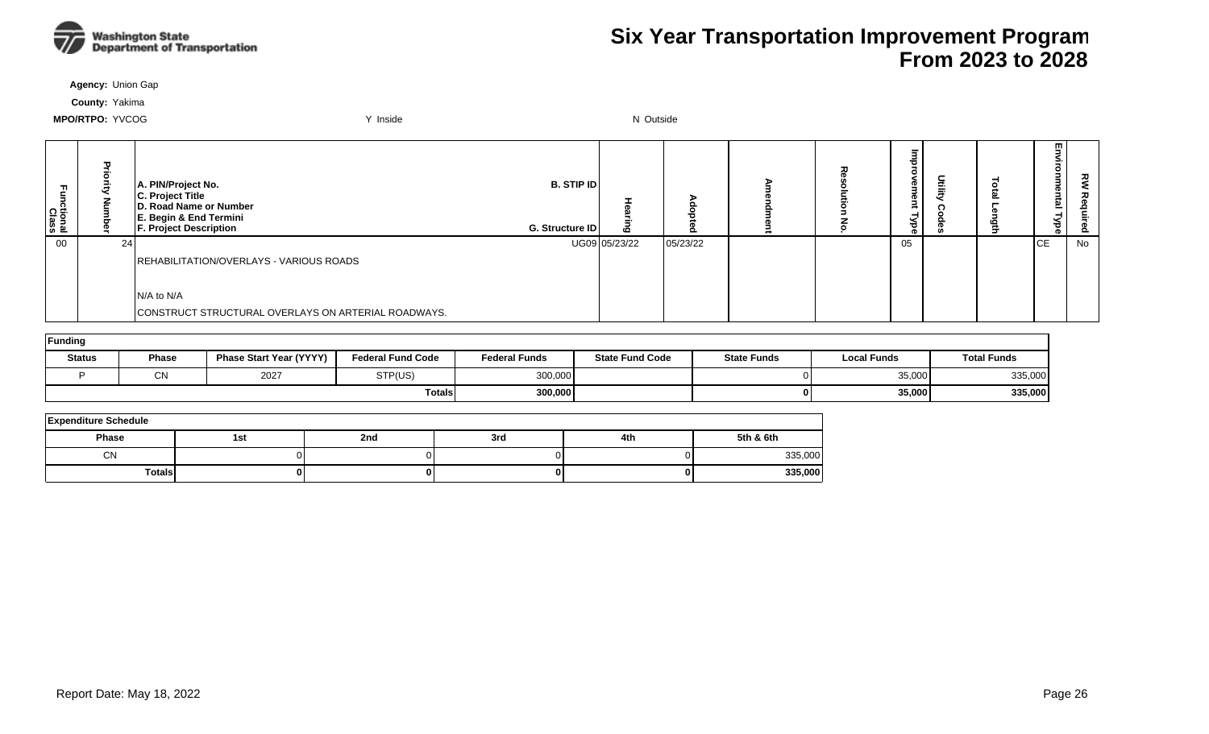# Six Year Transportation Improvement Program From 2023 to 2028

Washington State Department of Transportation

**Agency:** Union Gap

**County:** Yakima

**MPO/RTPO:** YVCOG    Y Inside    N Outside

| Functional Class | Priority Number | A. PIN/Project No. C. Project Title D. Road Name or Number E. Begin & End Termini F. Project Description | B. STIP ID G. Structure ID | Hearing | Adopted | Amendment | Resolution No. | Improvement Type | Utility Codes | Total Length | Environmental Type | RW Required |
|---|---|---|---|---|---|---|---|---|---|---|---|---|
| 00 | 24 | REHABILITATION/OVERLAYS - VARIOUS ROADS<br><br>N/A to N/A<br>CONSTRUCT STRUCTURAL OVERLAYS ON ARTERIAL ROADWAYS. | UG09 | 05/23/22 | 05/23/22 | | | 05 | | | CE | No |

**Funding**

| Status | Phase | Phase Start Year (YYYY) | Federal Fund Code | Federal Funds | State Fund Code | State Funds | Local Funds | Total Funds |
|---|---|---|---|---|---|---|---|---|
| P | CN | 2027 | STP(US) | 300,000 | | 0 | 35,000 | 335,000 |
| | | | **Totals** | **300,000** | | **0** | **35,000** | **335,000** |

**Expenditure Schedule**

| Phase | 1st | 2nd | 3rd | 4th | 5th & 6th |
|---|---|---|---|---|---|
| CN | 0 | 0 | 0 | 0 | 335,000 |
| **Totals** | **0** | **0** | **0** | **0** | **335,000** |

Report Date: May 18, 2022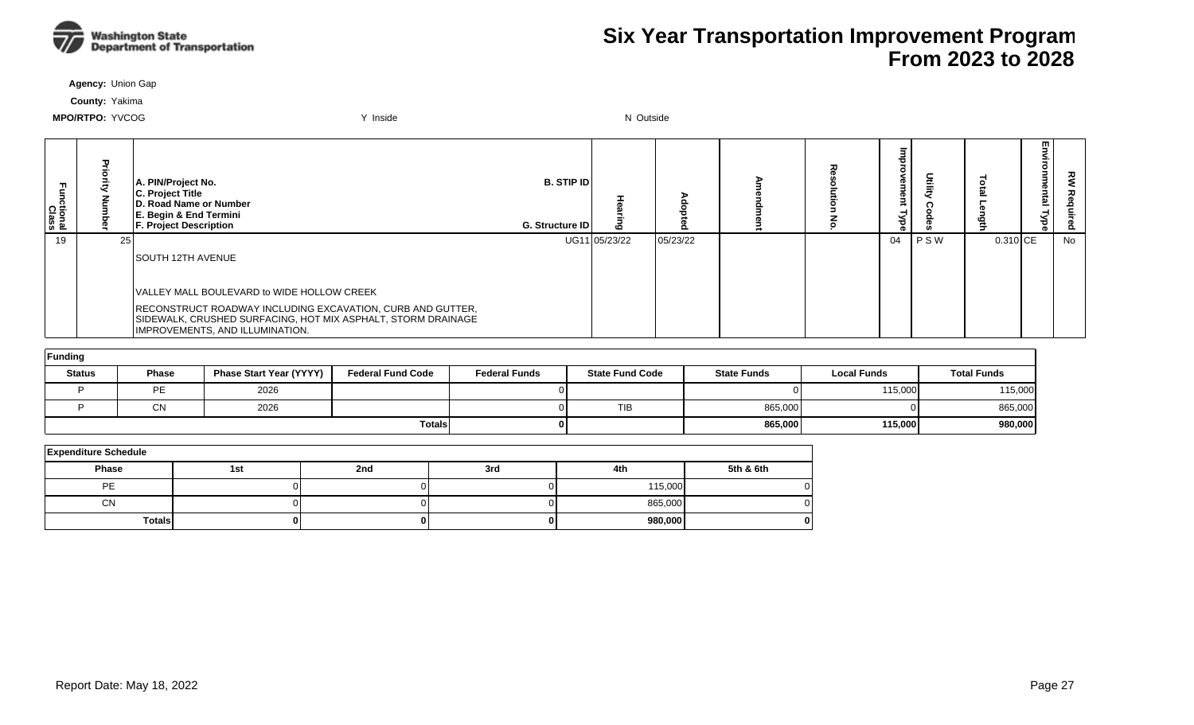# Six Year Transportation Improvement Program From 2023 to 2028

**Agency:** Union Gap

**County:** Yakima

**MPO/RTPO:** YVCOG Y Inside N Outside

| Functional Class | Priority Number | A. PIN/Project No. C. Project Title D. Road Name or Number E. Begin & End Termini F. Project Description | B. STIP ID G. Structure ID | Hearing | Adopted | Amendment | Resolution No. | Improvement Type | Utility Codes | Total Length | Environmental Type | RW Required |
|---|---|---|---|---|---|---|---|---|---|---|---|---|
| 19 | 25 | SOUTH 12TH AVENUE<br>VALLEY MALL BOULEVARD to WIDE HOLLOW CREEK<br>RECONSTRUCT ROADWAY INCLUDING EXCAVATION, CURB AND GUTTER, SIDEWALK, CRUSHED SURFACING, HOT MIX ASPHALT, STORM DRAINAGE IMPROVEMENTS, AND ILLUMINATION. | UG11 | 05/23/22 | 05/23/22 | | | 04 | P S W | 0.310 | CE | No |

**Funding**

| Status | Phase | Phase Start Year (YYYY) | Federal Fund Code | Federal Funds | State Fund Code | State Funds | Local Funds | Total Funds |
|---|---|---|---|---|---|---|---|---|
| P | PE | 2026 | | 0 | | 0 | 115,000 | 115,000 |
| P | CN | 2026 | | 0 | TIB | 865,000 | 0 | 865,000 |
| | | | **Totals** | **0** | | **865,000** | **115,000** | **980,000** |

**Expenditure Schedule**

| Phase | 1st | 2nd | 3rd | 4th | 5th & 6th |
|---|---|---|---|---|---|
| PE | 0 | 0 | 0 | 115,000 | 0 |
| CN | 0 | 0 | 0 | 865,000 | 0 |
| **Totals** | **0** | **0** | **0** | **980,000** | **0** |

Report Date: May 18, 2022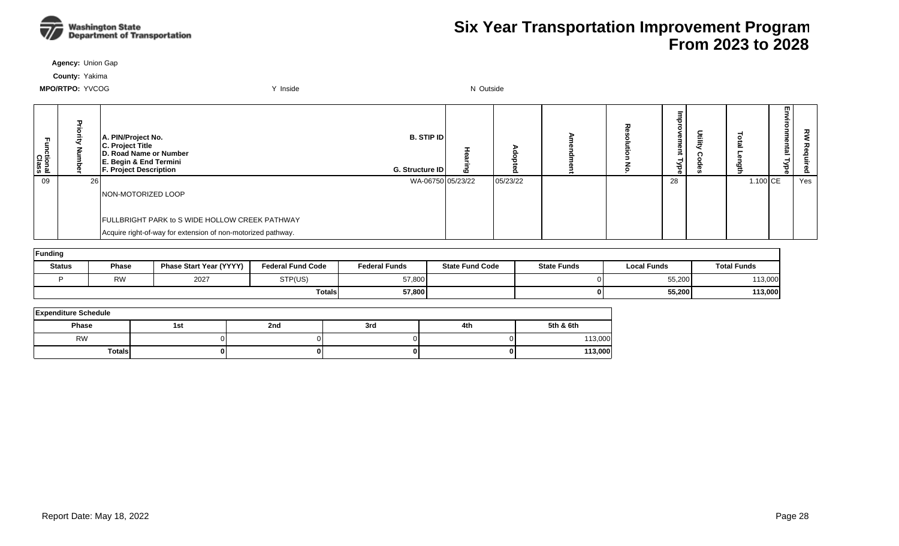# Six Year Transportation Improvement Program
# From 2023 to 2028

**Agency:** Union Gap

**County:** Yakima

**MPO/RTPO:** YVCOG Y Inside N Outside

| Functional Class | Priority Number | A. PIN/Project No. C. Project Title D. Road Name or Number E. Begin & End Termini F. Project Description | B. STIP ID G. Structure ID | Hearing | Adopted | Amendment | Resolution No. | Improvement Type | Utility Codes | Total Length | Environmental Type | RW Required |
|---|---|---|---|---|---|---|---|---|---|---|---|---|
| 09 | 26 | NON-MOTORIZED LOOP<br><br>FULLBRIGHT PARK to S WIDE HOLLOW CREEK PATHWAY<br>Acquire right-of-way for extension of non-motorized pathway. | WA-06750 | 05/23/22 | 05/23/22 | | | 28 | | 1.100 | CE | Yes |

| Funding | | | | | | | | |
|---|---|---|---|---|---|---|---|---|
| **Status** | **Phase** | **Phase Start Year (YYYY)** | **Federal Fund Code** | **Federal Funds** | **State Fund Code** | **State Funds** | **Local Funds** | **Total Funds** |
| P | RW | 2027 | STP(US) | 57,800 | | 0 | 55,200 | 113,000 |
| | | | **Totals** | **57,800** | | **0** | **55,200** | **113,000** |

| Expenditure Schedule | | | | | |
|---|---|---|---|---|---|
| **Phase** | **1st** | **2nd** | **3rd** | **4th** | **5th & 6th** |
| RW | 0 | 0 | 0 | 0 | 113,000 |
| **Totals** | **0** | **0** | **0** | **0** | **113,000** |

Report Date: May 18, 2022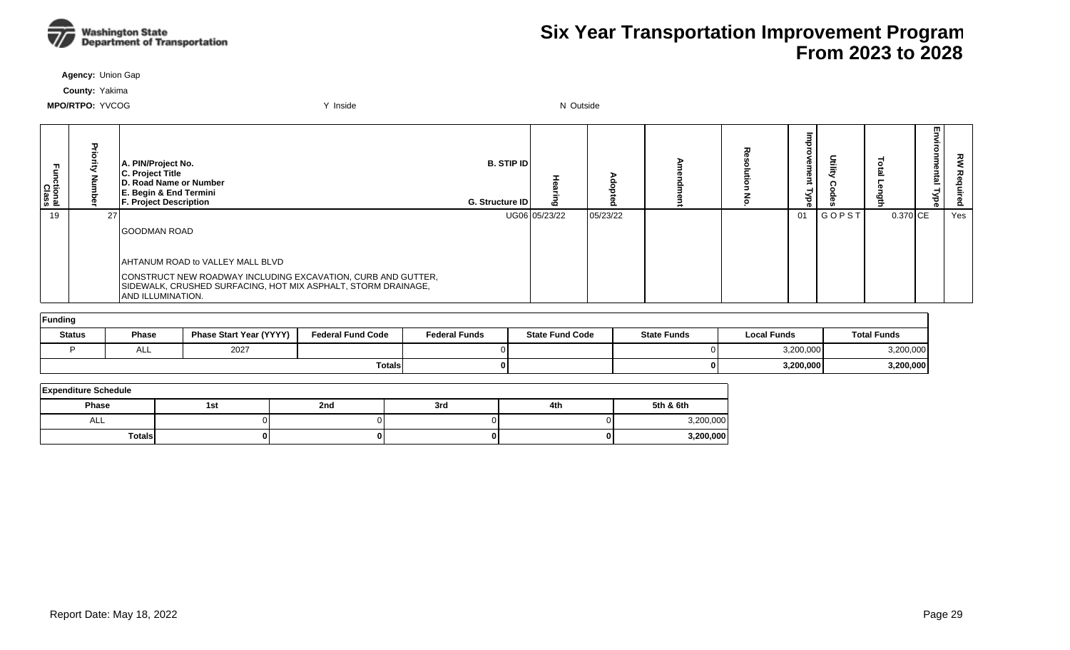# Six Year Transportation Improvement Program From 2023 to 2028

**Agency:** Union Gap

**County:** Yakima

**MPO/RTPO:** YVCOG Y Inside N Outside

| Functional Class | Priority Number | A. PIN/Project No. C. Project Title D. Road Name or Number E. Begin & End Termini F. Project Description | B. STIP ID G. Structure ID | Hearing | Adopted | Amendment | Resolution No. | Improvement Type | Utility Codes | Total Length | Environmental Type | RW Required |
|---|---|---|---|---|---|---|---|---|---|---|---|---|
| 19 | 27 | GOODMAN ROAD<br><br>AHTANUM ROAD to VALLEY MALL BLVD<br><br>CONSTRUCT NEW ROADWAY INCLUDING EXCAVATION, CURB AND GUTTER, SIDEWALK, CRUSHED SURFACING, HOT MIX ASPHALT, STORM DRAINAGE, AND ILLUMINATION. | UG06 | 05/23/22 | 05/23/22 | | | 01 | G O P S T | 0.370 | CE | Yes |

**Funding**

| Status | Phase | Phase Start Year (YYYY) | Federal Fund Code | Federal Funds | State Fund Code | State Funds | Local Funds | Total Funds |
|---|---|---|---|---|---|---|---|---|
| P | ALL | 2027 | | 0 | | 0 | 3,200,000 | 3,200,000 |
| | | | **Totals** | **0** | | **0** | **3,200,000** | **3,200,000** |

**Expenditure Schedule**

| Phase | 1st | 2nd | 3rd | 4th | 5th & 6th |
|---|---|---|---|---|---|
| ALL | 0 | 0 | 0 | 0 | 3,200,000 |
| **Totals** | **0** | **0** | **0** | **0** | **3,200,000** |

Report Date: May 18, 2022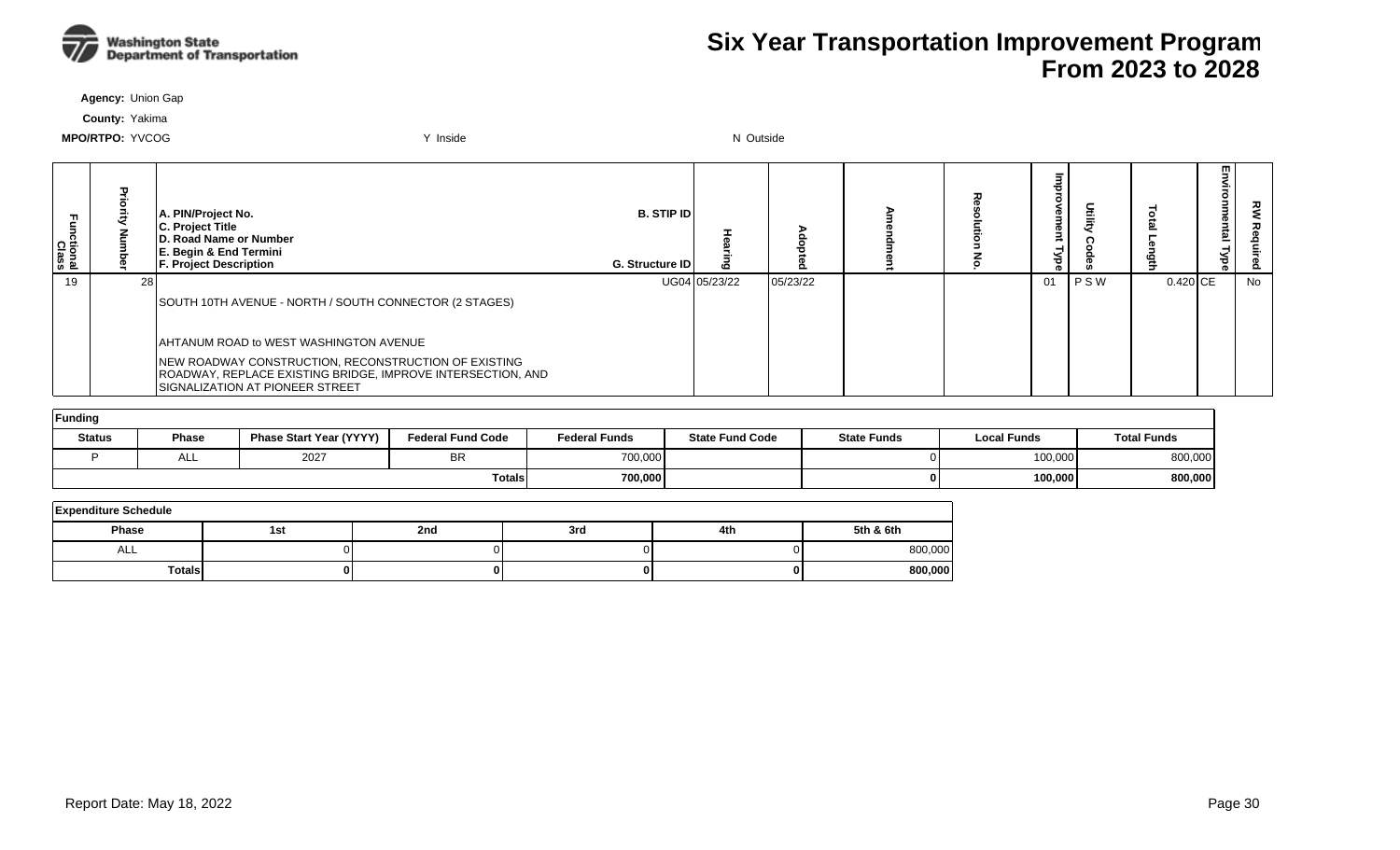# Six Year Transportation Improvement Program From 2023 to 2028

**Agency:** Union Gap

**County:** Yakima

**MPO/RTPO:** YVCOG Y Inside N Outside

| Functional Class | Priority Number | A. PIN/Project No. C. Project Title D. Road Name or Number E. Begin & End Termini F. Project Description | B. STIP ID G. Structure ID | Hearing | Adopted | Amendment | Resolution No. | Improvement Type | Utility Codes | Total Length | Environmental Type | RW Required |
|---|---|---|---|---|---|---|---|---|---|---|---|---|
| 19 | 28 | SOUTH 10TH AVENUE - NORTH / SOUTH CONNECTOR (2 STAGES)<br><br>AHTANUM ROAD to WEST WASHINGTON AVENUE<br><br>NEW ROADWAY CONSTRUCTION, RECONSTRUCTION OF EXISTING ROADWAY, REPLACE EXISTING BRIDGE, IMPROVE INTERSECTION, AND SIGNALIZATION AT PIONEER STREET | UG04 | 05/23/22 | 05/23/22 | | | 01 | P S W | 0.420 | CE | No |

**Funding**

| Status | Phase | Phase Start Year (YYYY) | Federal Fund Code | Federal Funds | State Fund Code | State Funds | Local Funds | Total Funds |
|---|---|---|---|---|---|---|---|---|
| P | ALL | 2027 | BR | 700,000 | | 0 | 100,000 | 800,000 |
| | | | **Totals** | **700,000** | | **0** | **100,000** | **800,000** |

**Expenditure Schedule**

| Phase | 1st | 2nd | 3rd | 4th | 5th & 6th |
|---|---|---|---|---|---|
| ALL | 0 | 0 | 0 | 0 | 800,000 |
| **Totals** | **0** | **0** | **0** | **0** | **800,000** |

Report Date: May 18, 2022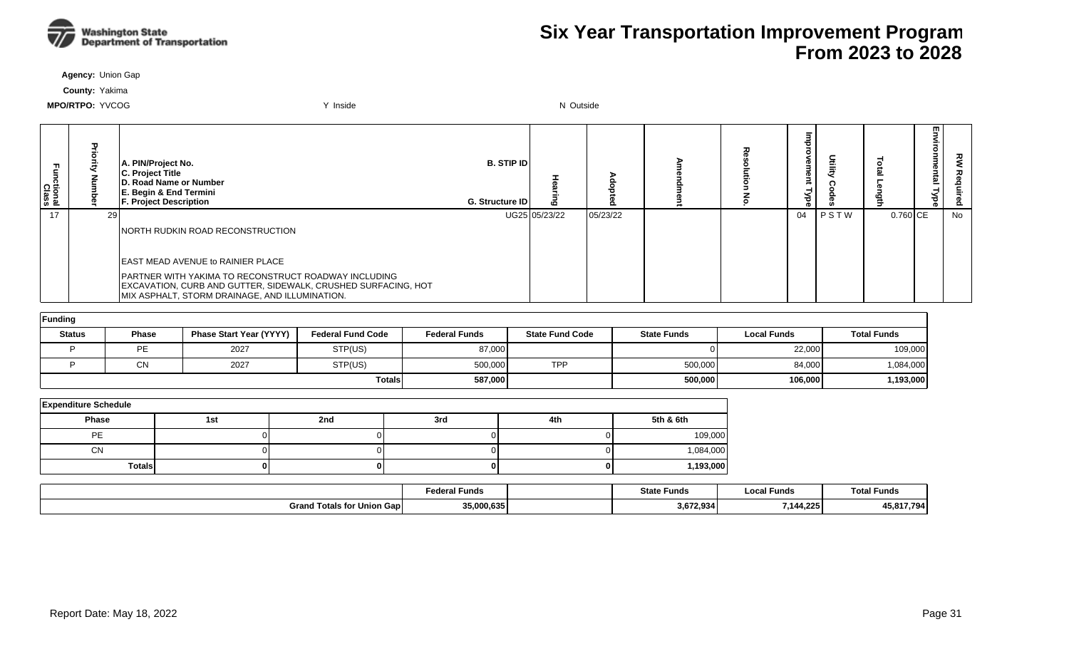# Six Year Transportation Improvement Program From 2023 to 2028

**Agency:** Union Gap

**County:** Yakima

**MPO/RTPO:** YVCOG — Y Inside — N Outside

| Functional Class | Priority Number | A. PIN/Project No. / C. Project Title / D. Road Name or Number / E. Begin & End Termini / F. Project Description | B. STIP ID / G. Structure ID | Hearing | Adopted | Amendment | Resolution No. | Improvement Type | Utility Codes | Total Length | Environmental Type | RW Required |
|---|---|---|---|---|---|---|---|---|---|---|---|---|
| 17 | 29 | NORTH RUDKIN ROAD RECONSTRUCTION<br><br>EAST MEAD AVENUE to RAINIER PLACE<br><br>PARTNER WITH YAKIMA TO RECONSTRUCT ROADWAY INCLUDING EXCAVATION, CURB AND GUTTER, SIDEWALK, CRUSHED SURFACING, HOT MIX ASPHALT, STORM DRAINAGE, AND ILLUMINATION. | UG25 | 05/23/22 | 05/23/22 | | | 04 | P S T W | 0.760 | CE | No |

**Funding**

| Status | Phase | Phase Start Year (YYYY) | Federal Fund Code | Federal Funds | State Fund Code | State Funds | Local Funds | Total Funds |
|---|---|---|---|---|---|---|---|---|
| P | PE | 2027 | STP(US) | 87,000 | | 0 | 22,000 | 109,000 |
| P | CN | 2027 | STP(US) | 500,000 | TPP | 500,000 | 84,000 | 1,084,000 |
| | | | **Totals** | **587,000** | | **500,000** | **106,000** | **1,193,000** |

**Expenditure Schedule**

| Phase | 1st | 2nd | 3rd | 4th | 5th & 6th |
|---|---|---|---|---|---|
| PE | 0 | 0 | 0 | 0 | 109,000 |
| CN | 0 | 0 | 0 | 0 | 1,084,000 |
| **Totals** | **0** | **0** | **0** | **0** | **1,193,000** |

| | Federal Funds | | State Funds | Local Funds | Total Funds |
|---|---|---|---|---|---|
| **Grand Totals for Union Gap** | **35,000,635** | | **3,672,934** | **7,144,225** | **45,817,794** |

Report Date: May 18, 2022